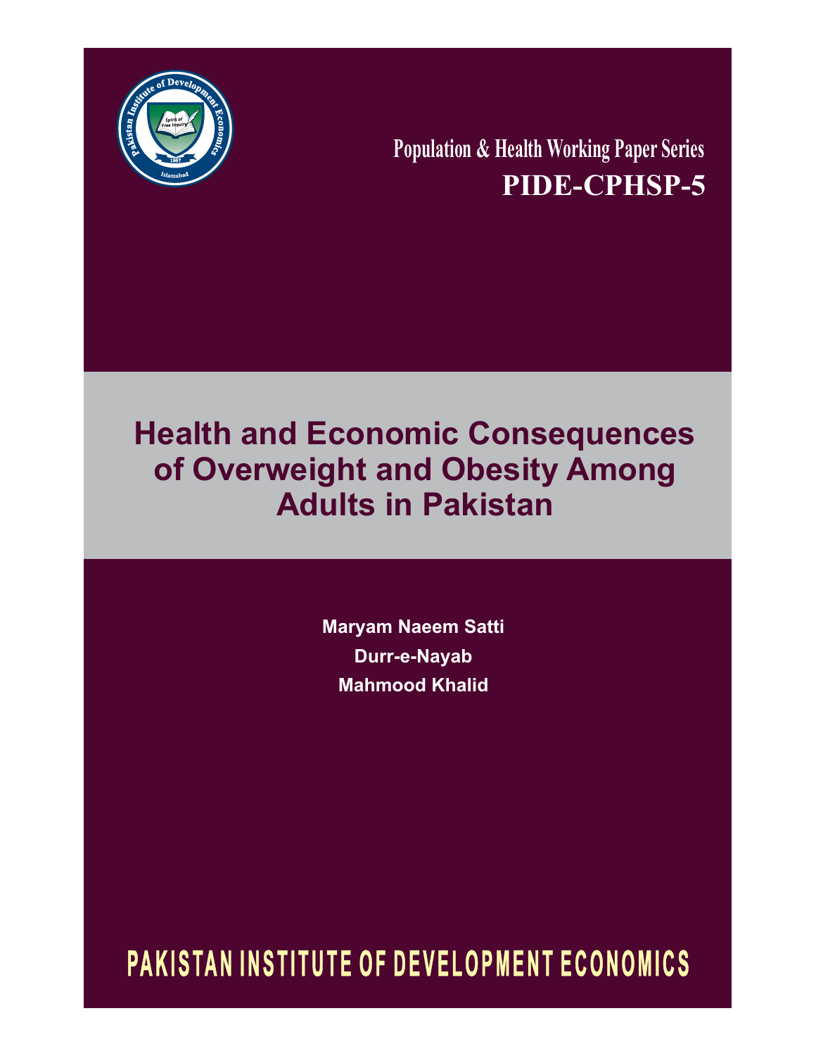Population & Health Working Paper Series

**PIDE-CPHSP-5**

# Health and Economic Consequences of Overweight and Obesity Among Adults in Pakistan

**Maryam Naeem Satti**

**Durr-e-Nayab**

**Mahmood Khalid**

**PAKISTAN INSTITUTE OF DEVELOPMENT ECONOMICS**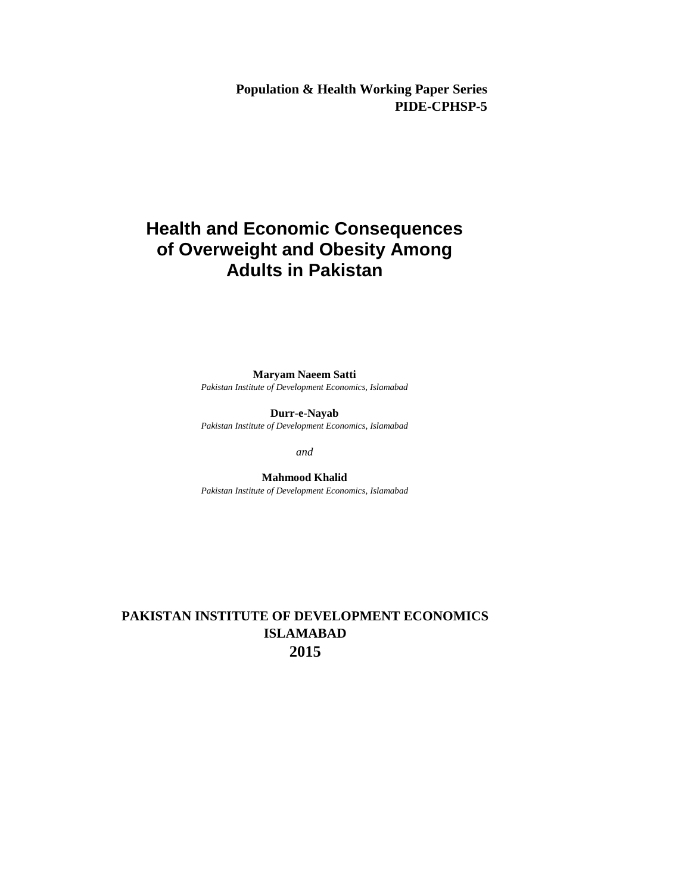**Population & Health Working Paper Series**
**PIDE-CPHSP-5**

# Health and Economic Consequences of Overweight and Obesity Among Adults in Pakistan

**Maryam Naeem Satti**
*Pakistan Institute of Development Economics, Islamabad*

**Durr-e-Nayab**
*Pakistan Institute of Development Economics, Islamabad*

*and*

**Mahmood Khalid**
*Pakistan Institute of Development Economics, Islamabad*

**PAKISTAN INSTITUTE OF DEVELOPMENT ECONOMICS**
**ISLAMABAD**
**2015**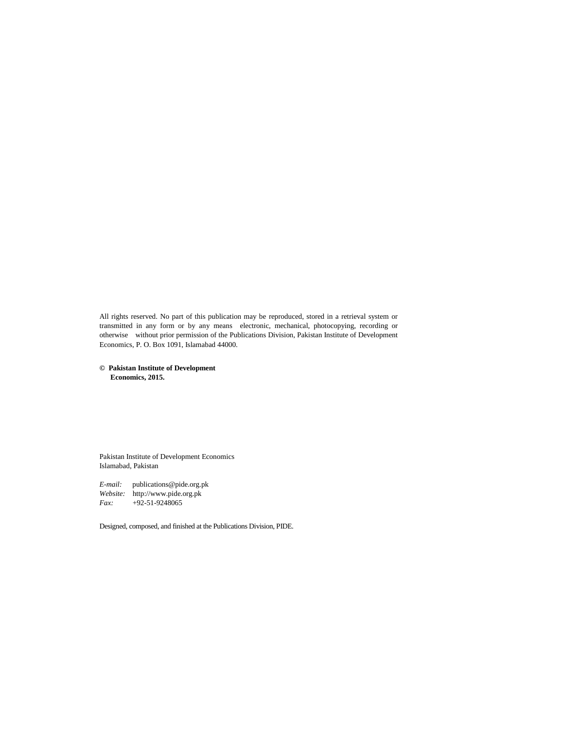All rights reserved. No part of this publication may be reproduced, stored in a retrieval system or transmitted in any form or by any means electronic, mechanical, photocopying, recording or otherwise without prior permission of the Publications Division, Pakistan Institute of Development Economics, P. O. Box 1091, Islamabad 44000.

**© Pakistan Institute of Development Economics, 2015.**

Pakistan Institute of Development Economics
Islamabad, Pakistan

*E-mail:* publications@pide.org.pk
*Website:* http://www.pide.org.pk
*Fax:* +92-51-9248065

Designed, composed, and finished at the Publications Division, PIDE.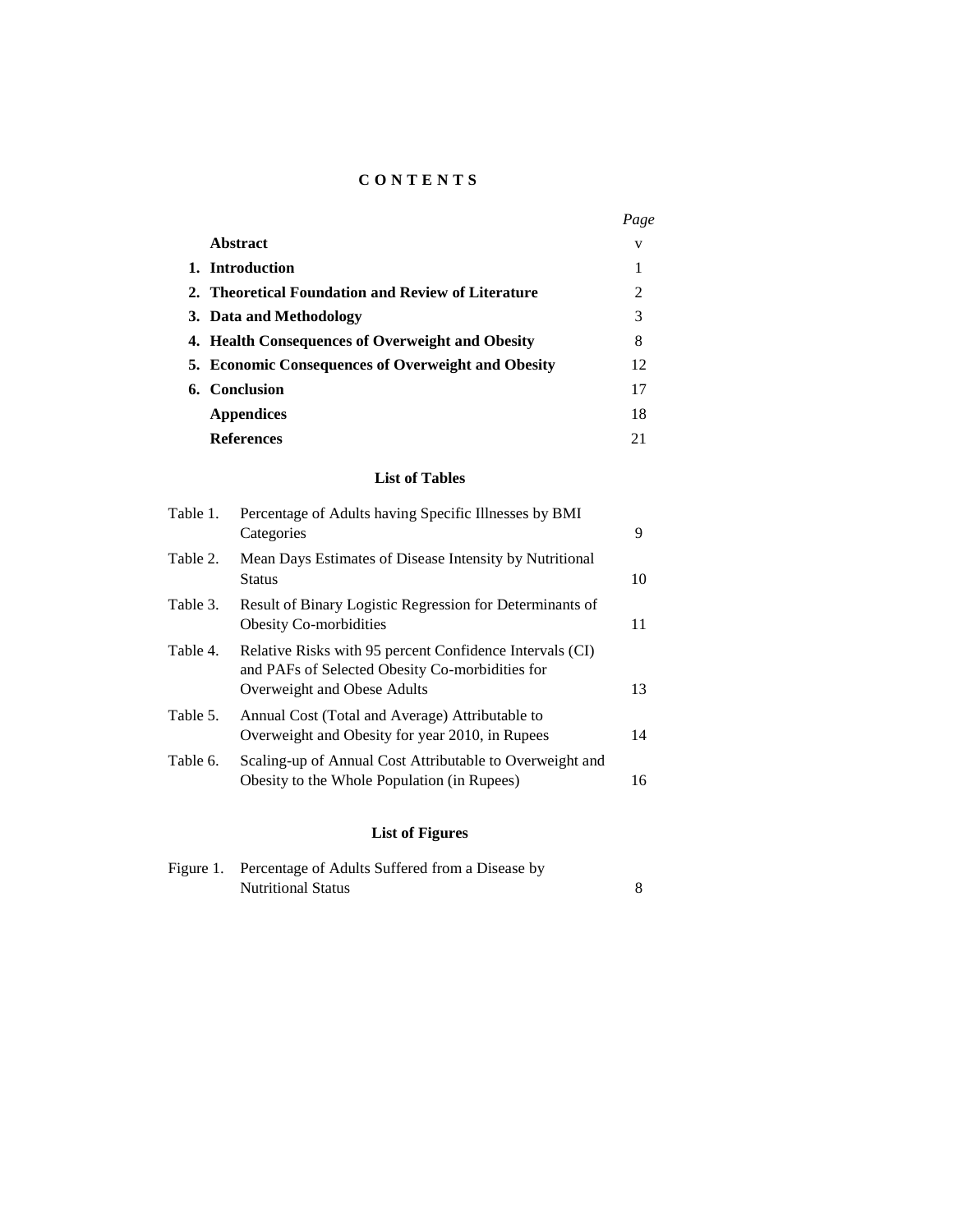# C O N T E N T S

| | | *Page* |
|---|---|---|
| | **Abstract** | v |
| **1.** | **Introduction** | 1 |
| **2.** | **Theoretical Foundation and Review of Literature** | 2 |
| **3.** | **Data and Methodology** | 3 |
| **4.** | **Health Consequences of Overweight and Obesity** | 8 |
| **5.** | **Economic Consequences of Overweight and Obesity** | 12 |
| **6.** | **Conclusion** | 17 |
| | **Appendices** | 18 |
| | **References** | 21 |

## List of Tables

| | | |
|---|---|---|
| Table 1. | Percentage of Adults having Specific Illnesses by BMI Categories | 9 |
| Table 2. | Mean Days Estimates of Disease Intensity by Nutritional Status | 10 |
| Table 3. | Result of Binary Logistic Regression for Determinants of Obesity Co-morbidities | 11 |
| Table 4. | Relative Risks with 95 percent Confidence Intervals (CI) and PAFs of Selected Obesity Co-morbidities for Overweight and Obese Adults | 13 |
| Table 5. | Annual Cost (Total and Average) Attributable to Overweight and Obesity for year 2010, in Rupees | 14 |
| Table 6. | Scaling-up of Annual Cost Attributable to Overweight and Obesity to the Whole Population (in Rupees) | 16 |

## List of Figures

| | | |
|---|---|---|
| Figure 1. | Percentage of Adults Suffered from a Disease by Nutritional Status | 8 |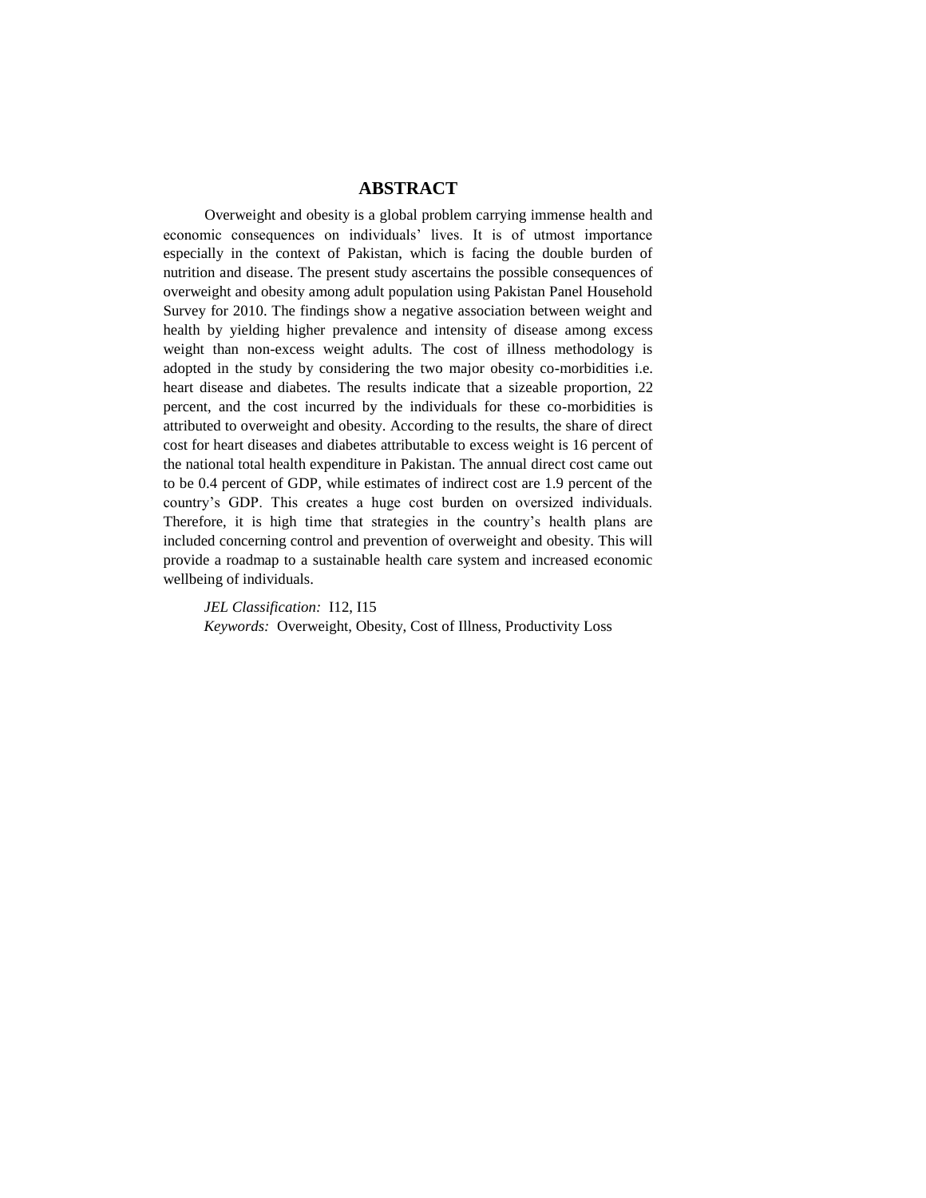## ABSTRACT

Overweight and obesity is a global problem carrying immense health and economic consequences on individuals' lives. It is of utmost importance especially in the context of Pakistan, which is facing the double burden of nutrition and disease. The present study ascertains the possible consequences of overweight and obesity among adult population using Pakistan Panel Household Survey for 2010. The findings show a negative association between weight and health by yielding higher prevalence and intensity of disease among excess weight than non-excess weight adults. The cost of illness methodology is adopted in the study by considering the two major obesity co-morbidities i.e. heart disease and diabetes. The results indicate that a sizeable proportion, 22 percent, and the cost incurred by the individuals for these co-morbidities is attributed to overweight and obesity. According to the results, the share of direct cost for heart diseases and diabetes attributable to excess weight is 16 percent of the national total health expenditure in Pakistan. The annual direct cost came out to be 0.4 percent of GDP, while estimates of indirect cost are 1.9 percent of the country's GDP. This creates a huge cost burden on oversized individuals. Therefore, it is high time that strategies in the country's health plans are included concerning control and prevention of overweight and obesity. This will provide a roadmap to a sustainable health care system and increased economic wellbeing of individuals.

*JEL Classification:* I12, I15
*Keywords:* Overweight, Obesity, Cost of Illness, Productivity Loss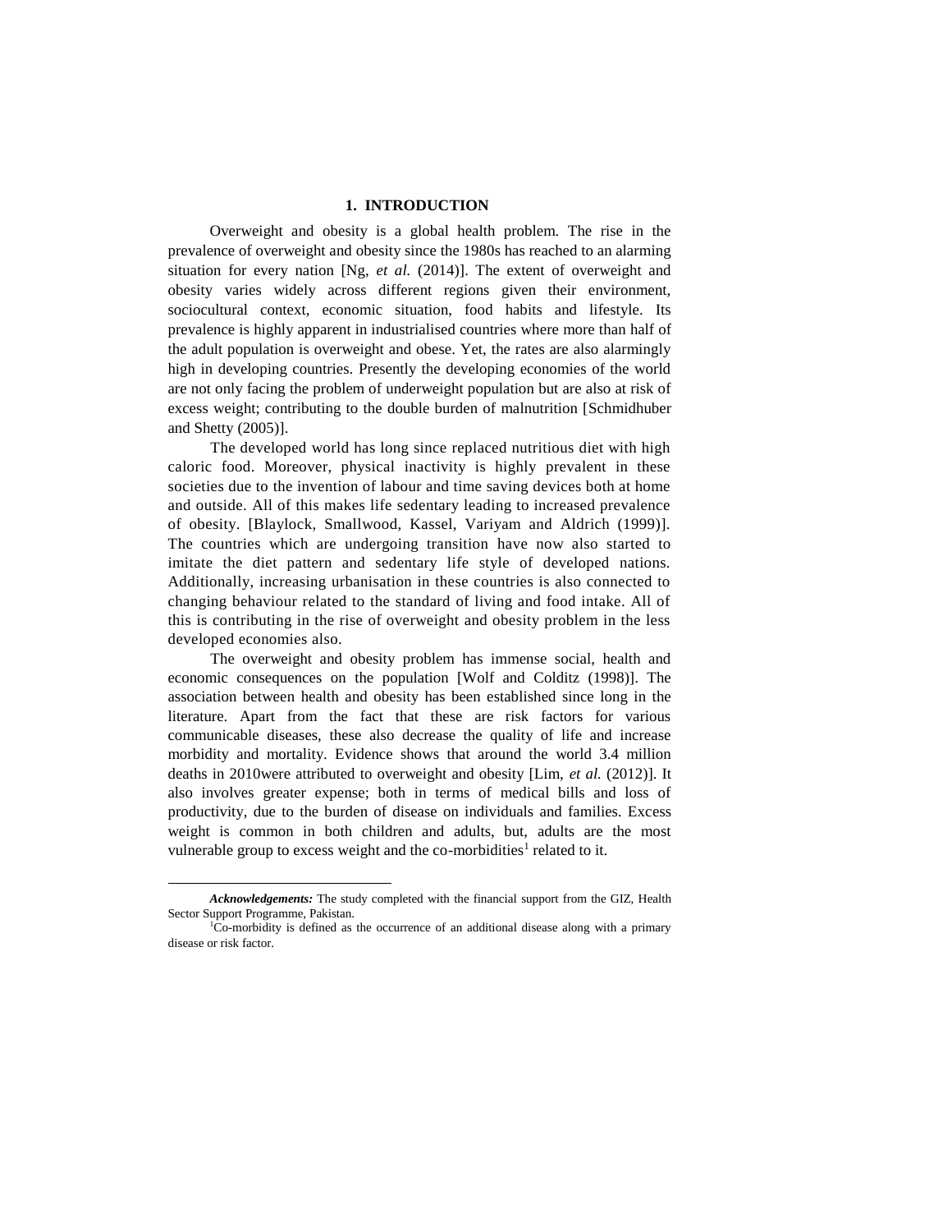## 1. INTRODUCTION

Overweight and obesity is a global health problem. The rise in the prevalence of overweight and obesity since the 1980s has reached to an alarming situation for every nation [Ng, *et al.* (2014)]. The extent of overweight and obesity varies widely across different regions given their environment, sociocultural context, economic situation, food habits and lifestyle. Its prevalence is highly apparent in industrialised countries where more than half of the adult population is overweight and obese. Yet, the rates are also alarmingly high in developing countries. Presently the developing economies of the world are not only facing the problem of underweight population but are also at risk of excess weight; contributing to the double burden of malnutrition [Schmidhuber and Shetty (2005)].

The developed world has long since replaced nutritious diet with high caloric food. Moreover, physical inactivity is highly prevalent in these societies due to the invention of labour and time saving devices both at home and outside. All of this makes life sedentary leading to increased prevalence of obesity. [Blaylock, Smallwood, Kassel, Variyam and Aldrich (1999)]. The countries which are undergoing transition have now also started to imitate the diet pattern and sedentary life style of developed nations. Additionally, increasing urbanisation in these countries is also connected to changing behaviour related to the standard of living and food intake. All of this is contributing in the rise of overweight and obesity problem in the less developed economies also.

The overweight and obesity problem has immense social, health and economic consequences on the population [Wolf and Colditz (1998)]. The association between health and obesity has been established since long in the literature. Apart from the fact that these are risk factors for various communicable diseases, these also decrease the quality of life and increase morbidity and mortality. Evidence shows that around the world 3.4 million deaths in 2010were attributed to overweight and obesity [Lim, *et al.* (2012)]. It also involves greater expense; both in terms of medical bills and loss of productivity, due to the burden of disease on individuals and families. Excess weight is common in both children and adults, but, adults are the most vulnerable group to excess weight and the co-morbidities[1] related to it.

---

***Acknowledgements:*** The study completed with the financial support from the GIZ, Health Sector Support Programme, Pakistan.

[1]Co-morbidity is defined as the occurrence of an additional disease along with a primary disease or risk factor.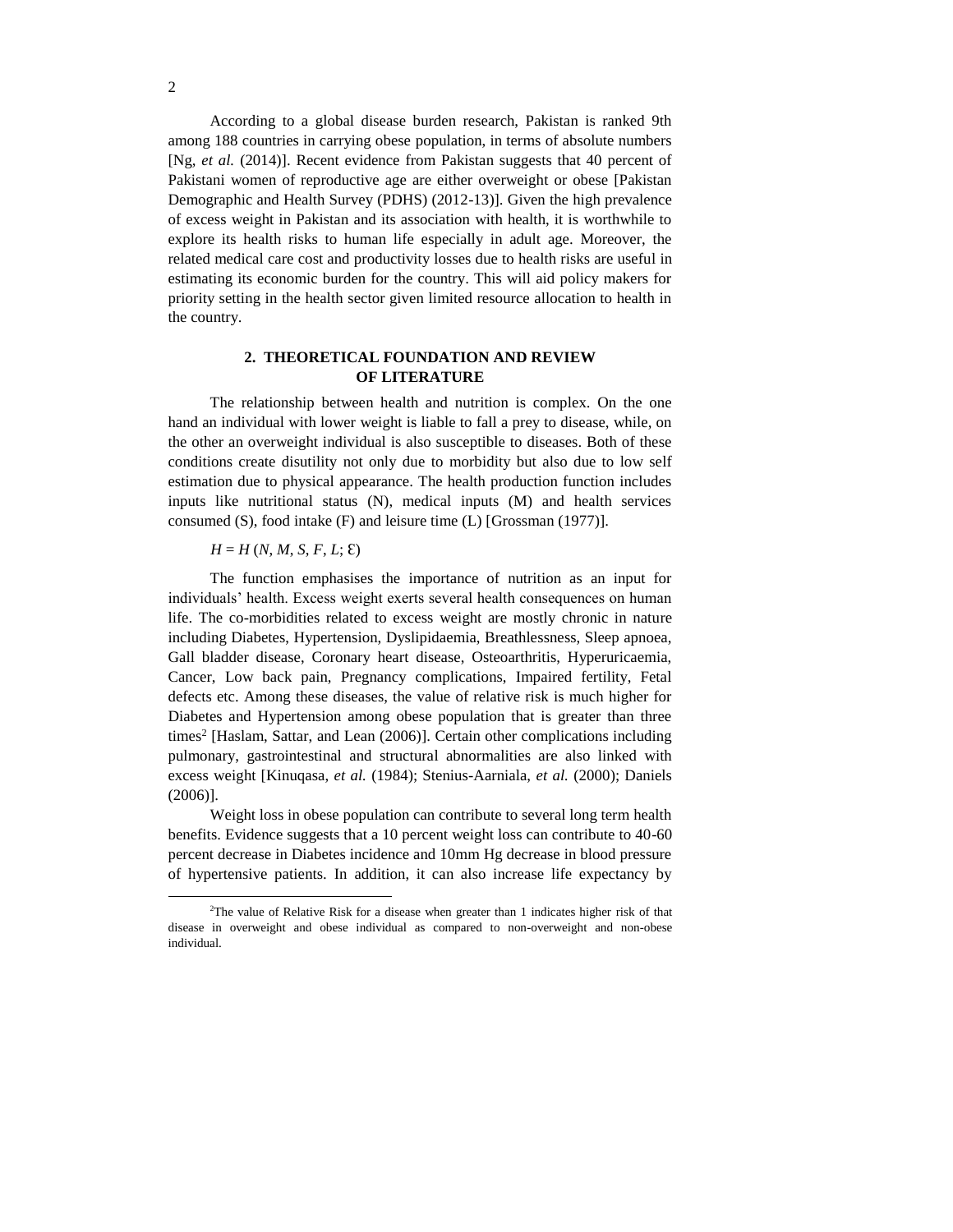According to a global disease burden research, Pakistan is ranked 9th among 188 countries in carrying obese population, in terms of absolute numbers [Ng, *et al.* (2014)]. Recent evidence from Pakistan suggests that 40 percent of Pakistani women of reproductive age are either overweight or obese [Pakistan Demographic and Health Survey (PDHS) (2012-13)]. Given the high prevalence of excess weight in Pakistan and its association with health, it is worthwhile to explore its health risks to human life especially in adult age. Moreover, the related medical care cost and productivity losses due to health risks are useful in estimating its economic burden for the country. This will aid policy makers for priority setting in the health sector given limited resource allocation to health in the country.

## 2. THEORETICAL FOUNDATION AND REVIEW OF LITERATURE

The relationship between health and nutrition is complex. On the one hand an individual with lower weight is liable to fall a prey to disease, while, on the other an overweight individual is also susceptible to diseases. Both of these conditions create disutility not only due to morbidity but also due to low self estimation due to physical appearance. The health production function includes inputs like nutritional status (N), medical inputs (M) and health services consumed (S), food intake (F) and leisure time (L) [Grossman (1977)].

$$H = H(N, M, S, F, L; \varepsilon)$$

The function emphasises the importance of nutrition as an input for individuals' health. Excess weight exerts several health consequences on human life. The co-morbidities related to excess weight are mostly chronic in nature including Diabetes, Hypertension, Dyslipidaemia, Breathlessness, Sleep apnoea, Gall bladder disease, Coronary heart disease, Osteoarthritis, Hyperuricaemia, Cancer, Low back pain, Pregnancy complications, Impaired fertility, Fetal defects etc. Among these diseases, the value of relative risk is much higher for Diabetes and Hypertension among obese population that is greater than three times[2] [Haslam, Sattar, and Lean (2006)]. Certain other complications including pulmonary, gastrointestinal and structural abnormalities are also linked with excess weight [Kinuqasa, *et al.* (1984); Stenius-Aarniala, *et al.* (2000); Daniels (2006)].

Weight loss in obese population can contribute to several long term health benefits. Evidence suggests that a 10 percent weight loss can contribute to 40-60 percent decrease in Diabetes incidence and 10mm Hg decrease in blood pressure of hypertensive patients. In addition, it can also increase life expectancy by

[2]The value of Relative Risk for a disease when greater than 1 indicates higher risk of that disease in overweight and obese individual as compared to non-overweight and non-obese individual.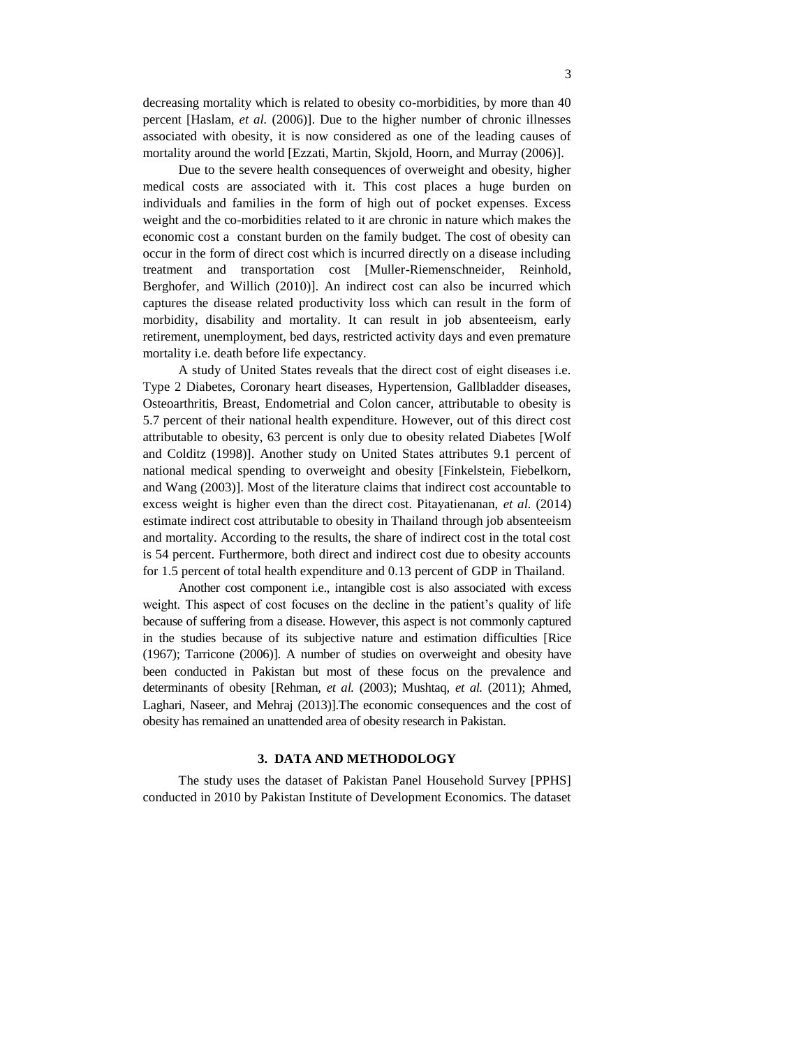decreasing mortality which is related to obesity co-morbidities, by more than 40 percent [Haslam, *et al.* (2006)]. Due to the higher number of chronic illnesses associated with obesity, it is now considered as one of the leading causes of mortality around the world [Ezzati, Martin, Skjold, Hoorn, and Murray (2006)].

Due to the severe health consequences of overweight and obesity, higher medical costs are associated with it. This cost places a huge burden on individuals and families in the form of high out of pocket expenses. Excess weight and the co-morbidities related to it are chronic in nature which makes the economic cost a constant burden on the family budget. The cost of obesity can occur in the form of direct cost which is incurred directly on a disease including treatment and transportation cost [Muller-Riemenschneider, Reinhold, Berghofer, and Willich (2010)]. An indirect cost can also be incurred which captures the disease related productivity loss which can result in the form of morbidity, disability and mortality. It can result in job absenteeism, early retirement, unemployment, bed days, restricted activity days and even premature mortality i.e. death before life expectancy.

A study of United States reveals that the direct cost of eight diseases i.e. Type 2 Diabetes, Coronary heart diseases, Hypertension, Gallbladder diseases, Osteoarthritis, Breast, Endometrial and Colon cancer, attributable to obesity is 5.7 percent of their national health expenditure. However, out of this direct cost attributable to obesity, 63 percent is only due to obesity related Diabetes [Wolf and Colditz (1998)]. Another study on United States attributes 9.1 percent of national medical spending to overweight and obesity [Finkelstein, Fiebelkorn, and Wang (2003)]. Most of the literature claims that indirect cost accountable to excess weight is higher even than the direct cost. Pitayatienanan, *et al.* (2014) estimate indirect cost attributable to obesity in Thailand through job absenteeism and mortality. According to the results, the share of indirect cost in the total cost is 54 percent. Furthermore, both direct and indirect cost due to obesity accounts for 1.5 percent of total health expenditure and 0.13 percent of GDP in Thailand.

Another cost component i.e., intangible cost is also associated with excess weight. This aspect of cost focuses on the decline in the patient's quality of life because of suffering from a disease. However, this aspect is not commonly captured in the studies because of its subjective nature and estimation difficulties [Rice (1967); Tarricone (2006)]. A number of studies on overweight and obesity have been conducted in Pakistan but most of these focus on the prevalence and determinants of obesity [Rehman, *et al.* (2003); Mushtaq, *et al.* (2011); Ahmed, Laghari, Naseer, and Mehraj (2013)].The economic consequences and the cost of obesity has remained an unattended area of obesity research in Pakistan.

## 3. DATA AND METHODOLOGY

The study uses the dataset of Pakistan Panel Household Survey [PPHS] conducted in 2010 by Pakistan Institute of Development Economics. The dataset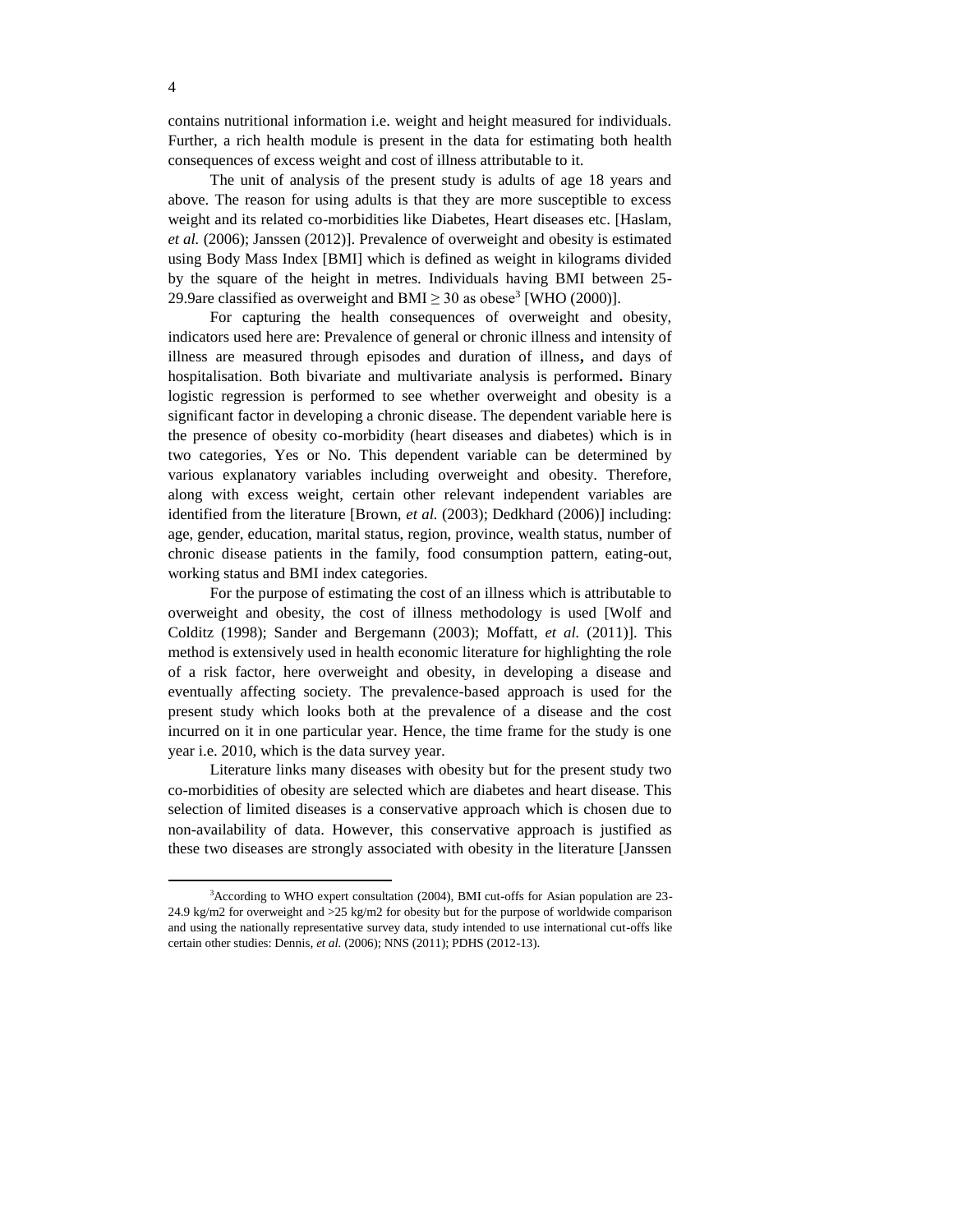contains nutritional information i.e. weight and height measured for individuals. Further, a rich health module is present in the data for estimating both health consequences of excess weight and cost of illness attributable to it.

The unit of analysis of the present study is adults of age 18 years and above. The reason for using adults is that they are more susceptible to excess weight and its related co-morbidities like Diabetes, Heart diseases etc. [Haslam, *et al.* (2006); Janssen (2012)]. Prevalence of overweight and obesity is estimated using Body Mass Index [BMI] which is defined as weight in kilograms divided by the square of the height in metres. Individuals having BMI between 25-29.9are classified as overweight and BMI $\geq 30$ as obese[3] [WHO (2000)].

For capturing the health consequences of overweight and obesity, indicators used here are: Prevalence of general or chronic illness and intensity of illness are measured through episodes and duration of illness**,** and days of hospitalisation. Both bivariate and multivariate analysis is performed**.** Binary logistic regression is performed to see whether overweight and obesity is a significant factor in developing a chronic disease. The dependent variable here is the presence of obesity co-morbidity (heart diseases and diabetes) which is in two categories, Yes or No. This dependent variable can be determined by various explanatory variables including overweight and obesity. Therefore, along with excess weight, certain other relevant independent variables are identified from the literature [Brown, *et al.* (2003); Dedkhard (2006)] including: age, gender, education, marital status, region, province, wealth status, number of chronic disease patients in the family, food consumption pattern, eating-out, working status and BMI index categories.

For the purpose of estimating the cost of an illness which is attributable to overweight and obesity, the cost of illness methodology is used [Wolf and Colditz (1998); Sander and Bergemann (2003); Moffatt, *et al.* (2011)]. This method is extensively used in health economic literature for highlighting the role of a risk factor, here overweight and obesity, in developing a disease and eventually affecting society. The prevalence-based approach is used for the present study which looks both at the prevalence of a disease and the cost incurred on it in one particular year. Hence, the time frame for the study is one year i.e. 2010, which is the data survey year.

Literature links many diseases with obesity but for the present study two co-morbidities of obesity are selected which are diabetes and heart disease. This selection of limited diseases is a conservative approach which is chosen due to non-availability of data. However, this conservative approach is justified as these two diseases are strongly associated with obesity in the literature [Janssen

---

[3]According to WHO expert consultation (2004), BMI cut-offs for Asian population are 23-24.9 kg/m2 for overweight and >25 kg/m2 for obesity but for the purpose of worldwide comparison and using the nationally representative survey data, study intended to use international cut-offs like certain other studies: Dennis, *et al.* (2006); NNS (2011); PDHS (2012-13).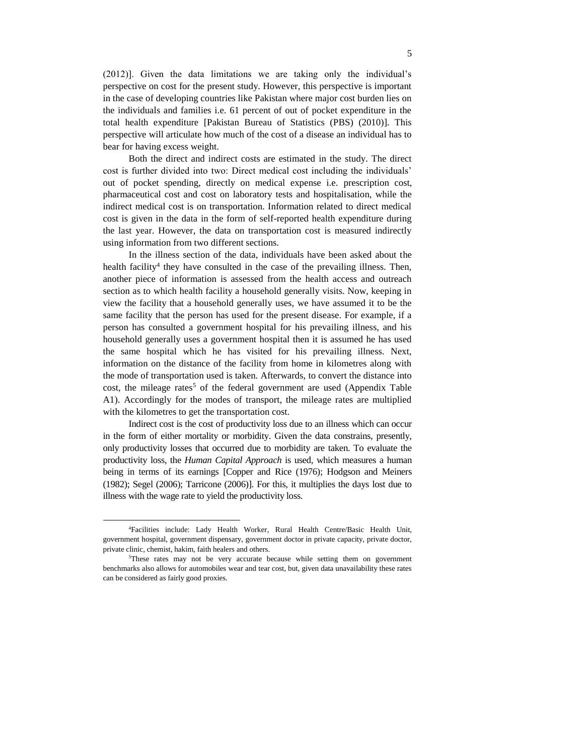(2012)]. Given the data limitations we are taking only the individual's perspective on cost for the present study. However, this perspective is important in the case of developing countries like Pakistan where major cost burden lies on the individuals and families i.e. 61 percent of out of pocket expenditure in the total health expenditure [Pakistan Bureau of Statistics (PBS) (2010)]. This perspective will articulate how much of the cost of a disease an individual has to bear for having excess weight.

Both the direct and indirect costs are estimated in the study. The direct cost is further divided into two: Direct medical cost including the individuals' out of pocket spending, directly on medical expense i.e. prescription cost, pharmaceutical cost and cost on laboratory tests and hospitalisation, while the indirect medical cost is on transportation. Information related to direct medical cost is given in the data in the form of self-reported health expenditure during the last year. However, the data on transportation cost is measured indirectly using information from two different sections.

In the illness section of the data, individuals have been asked about the health facility[4] they have consulted in the case of the prevailing illness. Then, another piece of information is assessed from the health access and outreach section as to which health facility a household generally visits. Now, keeping in view the facility that a household generally uses, we have assumed it to be the same facility that the person has used for the present disease. For example, if a person has consulted a government hospital for his prevailing illness, and his household generally uses a government hospital then it is assumed he has used the same hospital which he has visited for his prevailing illness. Next, information on the distance of the facility from home in kilometres along with the mode of transportation used is taken. Afterwards, to convert the distance into cost, the mileage rates[5] of the federal government are used (Appendix Table A1). Accordingly for the modes of transport, the mileage rates are multiplied with the kilometres to get the transportation cost.

Indirect cost is the cost of productivity loss due to an illness which can occur in the form of either mortality or morbidity. Given the data constrains, presently, only productivity losses that occurred due to morbidity are taken. To evaluate the productivity loss, the *Human Capital Approach* is used, which measures a human being in terms of its earnings [Copper and Rice (1976); Hodgson and Meiners (1982); Segel (2006); Tarricone (2006)]. For this, it multiplies the days lost due to illness with the wage rate to yield the productivity loss.

---

[4]Facilities include: Lady Health Worker, Rural Health Centre/Basic Health Unit, government hospital, government dispensary, government doctor in private capacity, private doctor, private clinic, chemist, hakim, faith healers and others.

[5]These rates may not be very accurate because while setting them on government benchmarks also allows for automobiles wear and tear cost, but, given data unavailability these rates can be considered as fairly good proxies.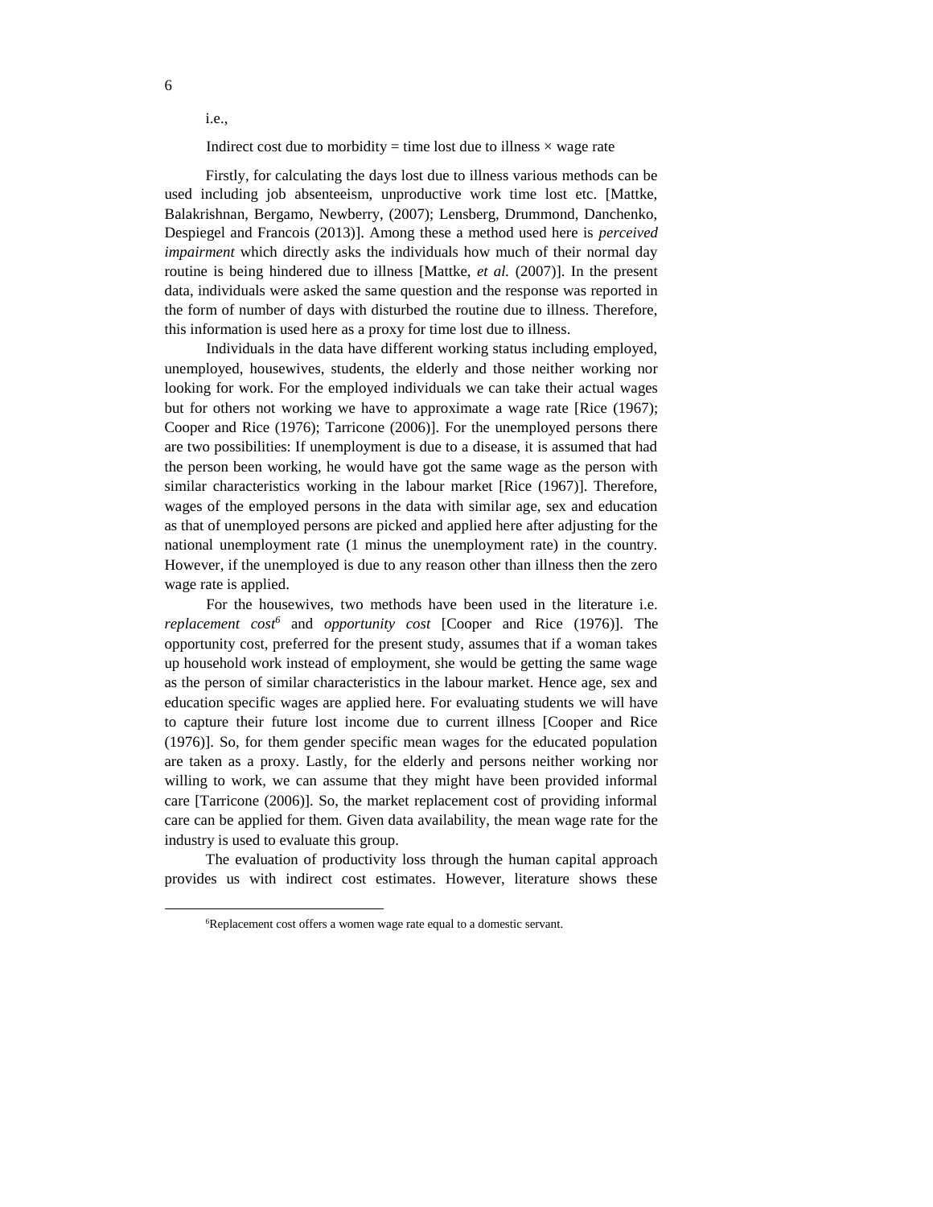i.e.,

Indirect cost due to morbidity = time lost due to illness × wage rate

Firstly, for calculating the days lost due to illness various methods can be used including job absenteeism, unproductive work time lost etc. [Mattke, Balakrishnan, Bergamo, Newberry, (2007); Lensberg, Drummond, Danchenko, Despiegel and Francois (2013)]. Among these a method used here is *perceived impairment* which directly asks the individuals how much of their normal day routine is being hindered due to illness [Mattke, *et al.* (2007)]. In the present data, individuals were asked the same question and the response was reported in the form of number of days with disturbed the routine due to illness. Therefore, this information is used here as a proxy for time lost due to illness.

Individuals in the data have different working status including employed, unemployed, housewives, students, the elderly and those neither working nor looking for work. For the employed individuals we can take their actual wages but for others not working we have to approximate a wage rate [Rice (1967); Cooper and Rice (1976); Tarricone (2006)]. For the unemployed persons there are two possibilities: If unemployment is due to a disease, it is assumed that had the person been working, he would have got the same wage as the person with similar characteristics working in the labour market [Rice (1967)]. Therefore, wages of the employed persons in the data with similar age, sex and education as that of unemployed persons are picked and applied here after adjusting for the national unemployment rate (1 minus the unemployment rate) in the country. However, if the unemployed is due to any reason other than illness then the zero wage rate is applied.

For the housewives, two methods have been used in the literature i.e. *replacement cost*[6] and *opportunity cost* [Cooper and Rice (1976)]. The opportunity cost, preferred for the present study, assumes that if a woman takes up household work instead of employment, she would be getting the same wage as the person of similar characteristics in the labour market. Hence age, sex and education specific wages are applied here. For evaluating students we will have to capture their future lost income due to current illness [Cooper and Rice (1976)]. So, for them gender specific mean wages for the educated population are taken as a proxy. Lastly, for the elderly and persons neither working nor willing to work, we can assume that they might have been provided informal care [Tarricone (2006)]. So, the market replacement cost of providing informal care can be applied for them. Given data availability, the mean wage rate for the industry is used to evaluate this group.

The evaluation of productivity loss through the human capital approach provides us with indirect cost estimates. However, literature shows these

[6]Replacement cost offers a women wage rate equal to a domestic servant.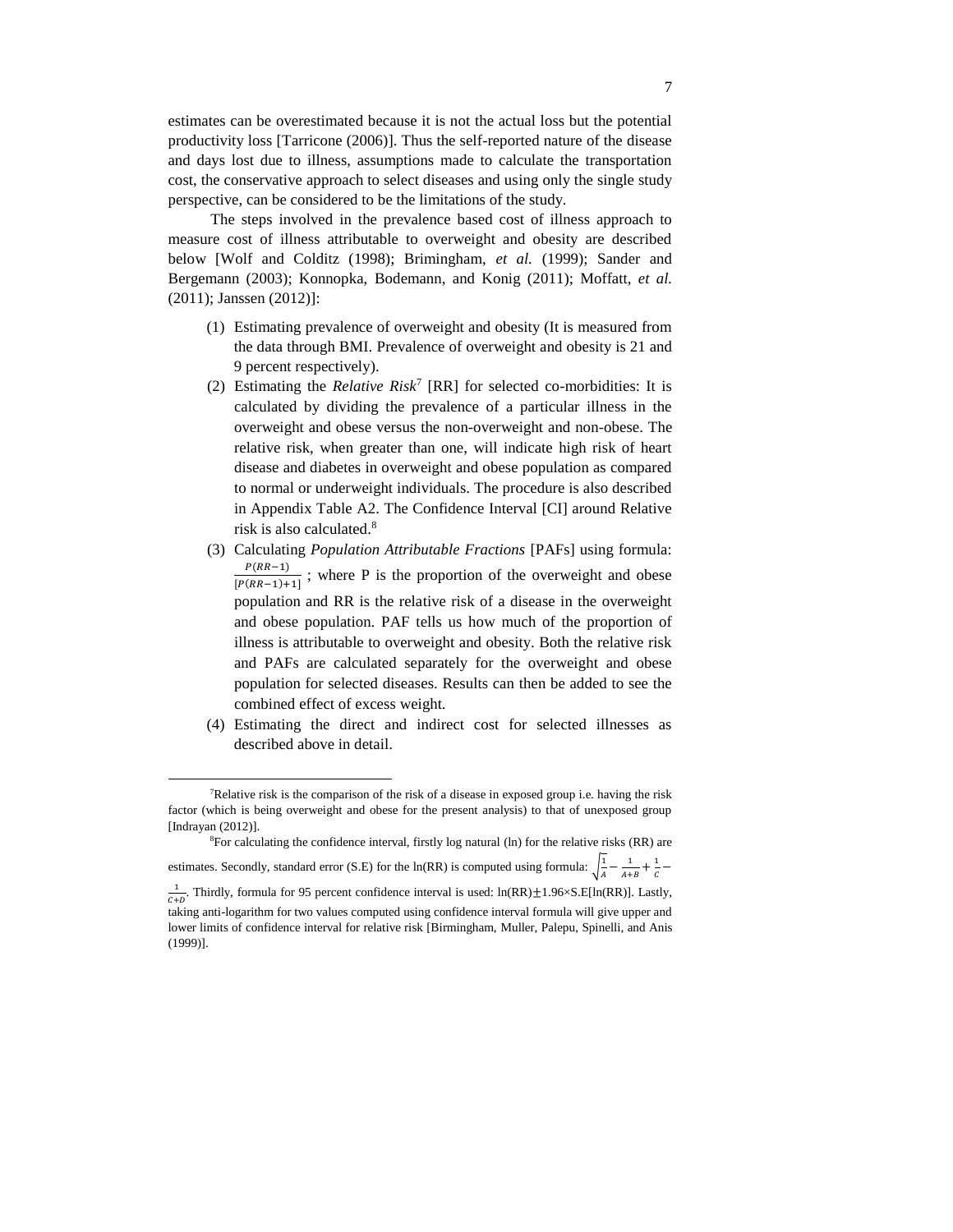estimates can be overestimated because it is not the actual loss but the potential productivity loss [Tarricone (2006)]. Thus the self-reported nature of the disease and days lost due to illness, assumptions made to calculate the transportation cost, the conservative approach to select diseases and using only the single study perspective, can be considered to be the limitations of the study.

The steps involved in the prevalence based cost of illness approach to measure cost of illness attributable to overweight and obesity are described below [Wolf and Colditz (1998); Brimingham, *et al.* (1999); Sander and Bergemann (2003); Konnopka, Bodemann, and Konig (2011); Moffatt, *et al.* (2011); Janssen (2012)]:

(1) Estimating prevalence of overweight and obesity (It is measured from the data through BMI. Prevalence of overweight and obesity is 21 and 9 percent respectively).

(2) Estimating the *Relative Risk*[7] [RR] for selected co-morbidities: It is calculated by dividing the prevalence of a particular illness in the overweight and obese versus the non-overweight and non-obese. The relative risk, when greater than one, will indicate high risk of heart disease and diabetes in overweight and obese population as compared to normal or underweight individuals. The procedure is also described in Appendix Table A2. The Confidence Interval [CI] around Relative risk is also calculated.[8]

(3) Calculating *Population Attributable Fractions* [PAFs] using formula: $\frac{P(RR-1)}{[P(RR-1)+1]}$ ; where P is the proportion of the overweight and obese population and RR is the relative risk of a disease in the overweight and obese population. PAF tells us how much of the proportion of illness is attributable to overweight and obesity. Both the relative risk and PAFs are calculated separately for the overweight and obese population for selected diseases. Results can then be added to see the combined effect of excess weight.

(4) Estimating the direct and indirect cost for selected illnesses as described above in detail.

---

[7] Relative risk is the comparison of the risk of a disease in exposed group i.e. having the risk factor (which is being overweight and obese for the present analysis) to that of unexposed group [Indrayan (2012)].

[8] For calculating the confidence interval, firstly log natural (ln) for the relative risks (RR) are estimates. Secondly, standard error (S.E) for the ln(RR) is computed using formula: $\sqrt{\frac{1}{A} - \frac{1}{A+B} + \frac{1}{C} - \frac{1}{C+D}}$. Thirdly, formula for 95 percent confidence interval is used: $\ln(RR) \pm 1.96 \times S.E[\ln(RR)]$. Lastly, taking anti-logarithm for two values computed using confidence interval formula will give upper and lower limits of confidence interval for relative risk [Birmingham, Muller, Palepu, Spinelli, and Anis (1999)].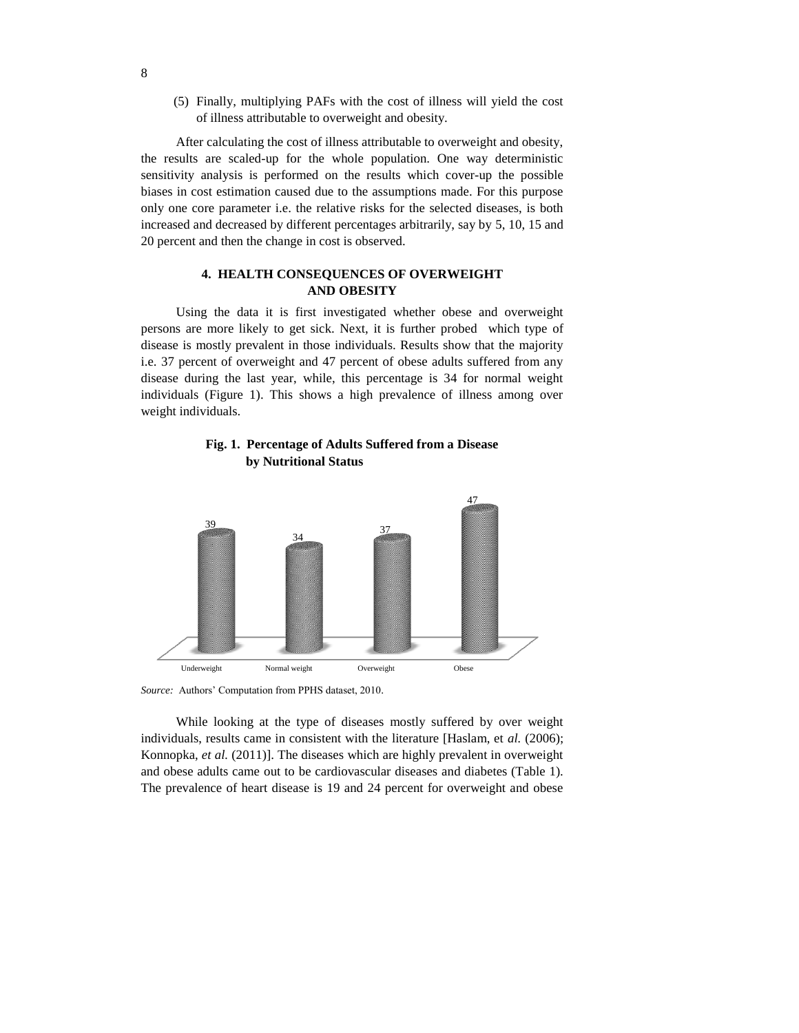(5) Finally, multiplying PAFs with the cost of illness will yield the cost of illness attributable to overweight and obesity.

After calculating the cost of illness attributable to overweight and obesity, the results are scaled-up for the whole population. One way deterministic sensitivity analysis is performed on the results which cover-up the possible biases in cost estimation caused due to the assumptions made. For this purpose only one core parameter i.e. the relative risks for the selected diseases, is both increased and decreased by different percentages arbitrarily, say by 5, 10, 15 and 20 percent and then the change in cost is observed.

## 4. HEALTH CONSEQUENCES OF OVERWEIGHT AND OBESITY

Using the data it is first investigated whether obese and overweight persons are more likely to get sick. Next, it is further probed which type of disease is mostly prevalent in those individuals. Results show that the majority i.e. 37 percent of overweight and 47 percent of obese adults suffered from any disease during the last year, while, this percentage is 34 for normal weight individuals (Figure 1). This shows a high prevalence of illness among over weight individuals.

**Fig. 1. Percentage of Adults Suffered from a Disease by Nutritional Status**

| Underweight | Normal weight | Overweight | Obese |
|---|---|---|---|
| 39 | 34 | 37 | 47 |

*Source:* Authors' Computation from PPHS dataset, 2010.

While looking at the type of diseases mostly suffered by over weight individuals, results came in consistent with the literature [Haslam, et *al.* (2006); Konnopka, *et al.* (2011)]. The diseases which are highly prevalent in overweight and obese adults came out to be cardiovascular diseases and diabetes (Table 1). The prevalence of heart disease is 19 and 24 percent for overweight and obese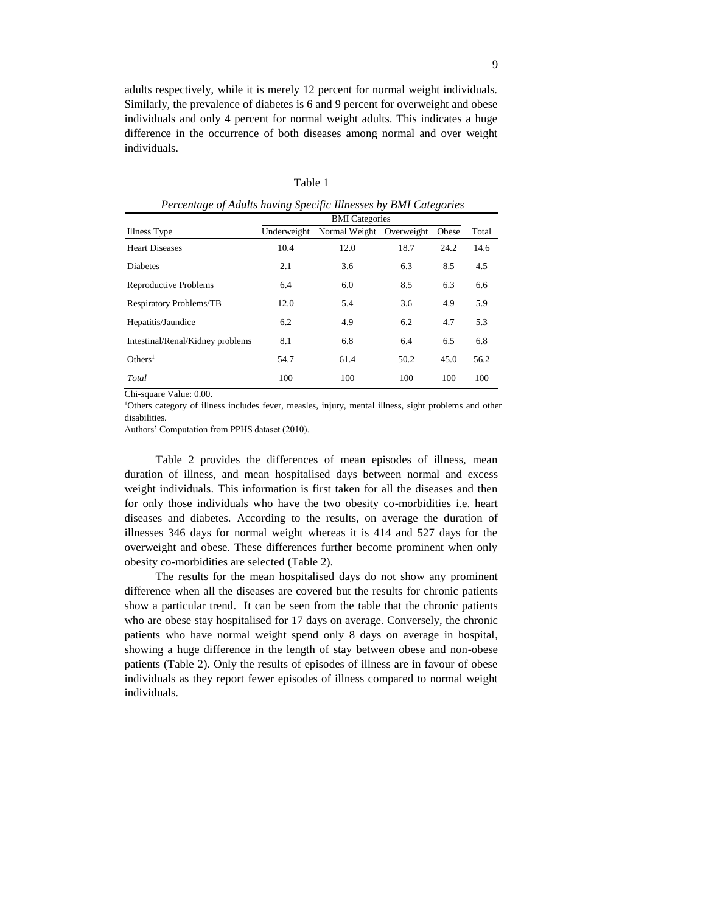adults respectively, while it is merely 12 percent for normal weight individuals. Similarly, the prevalence of diabetes is 6 and 9 percent for overweight and obese individuals and only 4 percent for normal weight adults. This indicates a huge difference in the occurrence of both diseases among normal and over weight individuals.

Table 1

*Percentage of Adults having Specific Illnesses by BMI Categories*

| Illness Type | BMI Categories | | | | Total |
|---|---|---|---|---|---|
| | Underweight | Normal Weight | Overweight | Obese | |
| Heart Diseases | 10.4 | 12.0 | 18.7 | 24.2 | 14.6 |
| Diabetes | 2.1 | 3.6 | 6.3 | 8.5 | 4.5 |
| Reproductive Problems | 6.4 | 6.0 | 8.5 | 6.3 | 6.6 |
| Respiratory Problems/TB | 12.0 | 5.4 | 3.6 | 4.9 | 5.9 |
| Hepatitis/Jaundice | 6.2 | 4.9 | 6.2 | 4.7 | 5.3 |
| Intestinal/Renal/Kidney problems | 8.1 | 6.8 | 6.4 | 6.5 | 6.8 |
| Others[1] | 54.7 | 61.4 | 50.2 | 45.0 | 56.2 |
| *Total* | 100 | 100 | 100 | 100 | 100 |

Chi-square Value: 0.00.

[1]Others category of illness includes fever, measles, injury, mental illness, sight problems and other disabilities.

Authors' Computation from PPHS dataset (2010).

Table 2 provides the differences of mean episodes of illness, mean duration of illness, and mean hospitalised days between normal and excess weight individuals. This information is first taken for all the diseases and then for only those individuals who have the two obesity co-morbidities i.e. heart diseases and diabetes. According to the results, on average the duration of illnesses 346 days for normal weight whereas it is 414 and 527 days for the overweight and obese. These differences further become prominent when only obesity co-morbidities are selected (Table 2).

The results for the mean hospitalised days do not show any prominent difference when all the diseases are covered but the results for chronic patients show a particular trend. It can be seen from the table that the chronic patients who are obese stay hospitalised for 17 days on average. Conversely, the chronic patients who have normal weight spend only 8 days on average in hospital, showing a huge difference in the length of stay between obese and non-obese patients (Table 2). Only the results of episodes of illness are in favour of obese individuals as they report fewer episodes of illness compared to normal weight individuals.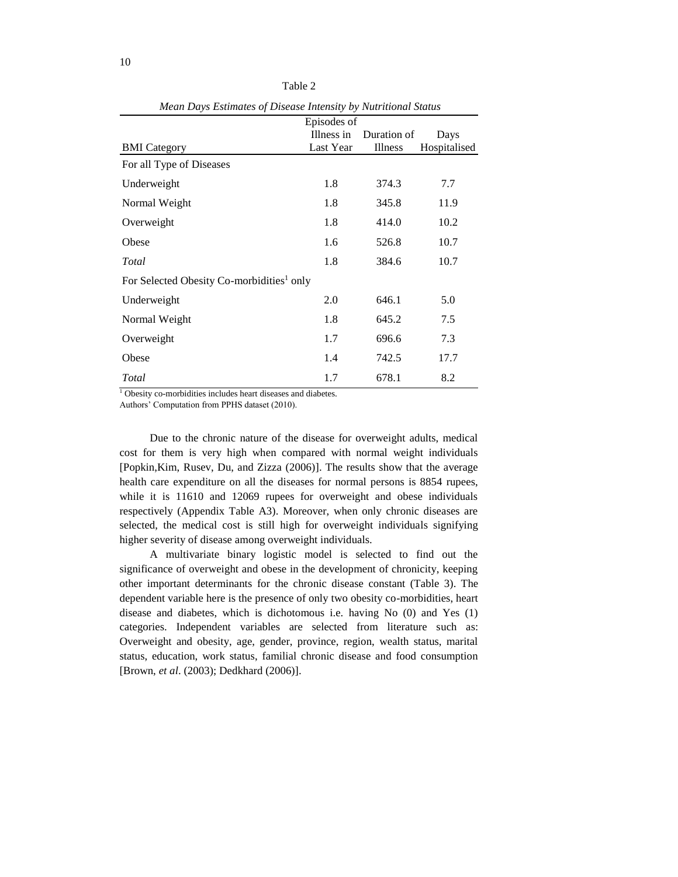Table 2

*Mean Days Estimates of Disease Intensity by Nutritional Status*

| BMI Category | Episodes of Illness in Last Year | Duration of Illness | Days Hospitalised |
|---|---|---|---|
| For all Type of Diseases | | | |
| Underweight | 1.8 | 374.3 | 7.7 |
| Normal Weight | 1.8 | 345.8 | 11.9 |
| Overweight | 1.8 | 414.0 | 10.2 |
| Obese | 1.6 | 526.8 | 10.7 |
| *Total* | 1.8 | 384.6 | 10.7 |
| For Selected Obesity Co-morbidities[1] only | | | |
| Underweight | 2.0 | 646.1 | 5.0 |
| Normal Weight | 1.8 | 645.2 | 7.5 |
| Overweight | 1.7 | 696.6 | 7.3 |
| Obese | 1.4 | 742.5 | 17.7 |
| *Total* | 1.7 | 678.1 | 8.2 |

[1] Obesity co-morbidities includes heart diseases and diabetes.
Authors' Computation from PPHS dataset (2010).

Due to the chronic nature of the disease for overweight adults, medical cost for them is very high when compared with normal weight individuals [Popkin,Kim, Rusev, Du, and Zizza (2006)]. The results show that the average health care expenditure on all the diseases for normal persons is 8854 rupees, while it is 11610 and 12069 rupees for overweight and obese individuals respectively (Appendix Table A3). Moreover, when only chronic diseases are selected, the medical cost is still high for overweight individuals signifying higher severity of disease among overweight individuals.

A multivariate binary logistic model is selected to find out the significance of overweight and obese in the development of chronicity, keeping other important determinants for the chronic disease constant (Table 3). The dependent variable here is the presence of only two obesity co-morbidities, heart disease and diabetes, which is dichotomous i.e. having No (0) and Yes (1) categories. Independent variables are selected from literature such as: Overweight and obesity, age, gender, province, region, wealth status, marital status, education, work status, familial chronic disease and food consumption [Brown, *et al*. (2003); Dedkhard (2006)].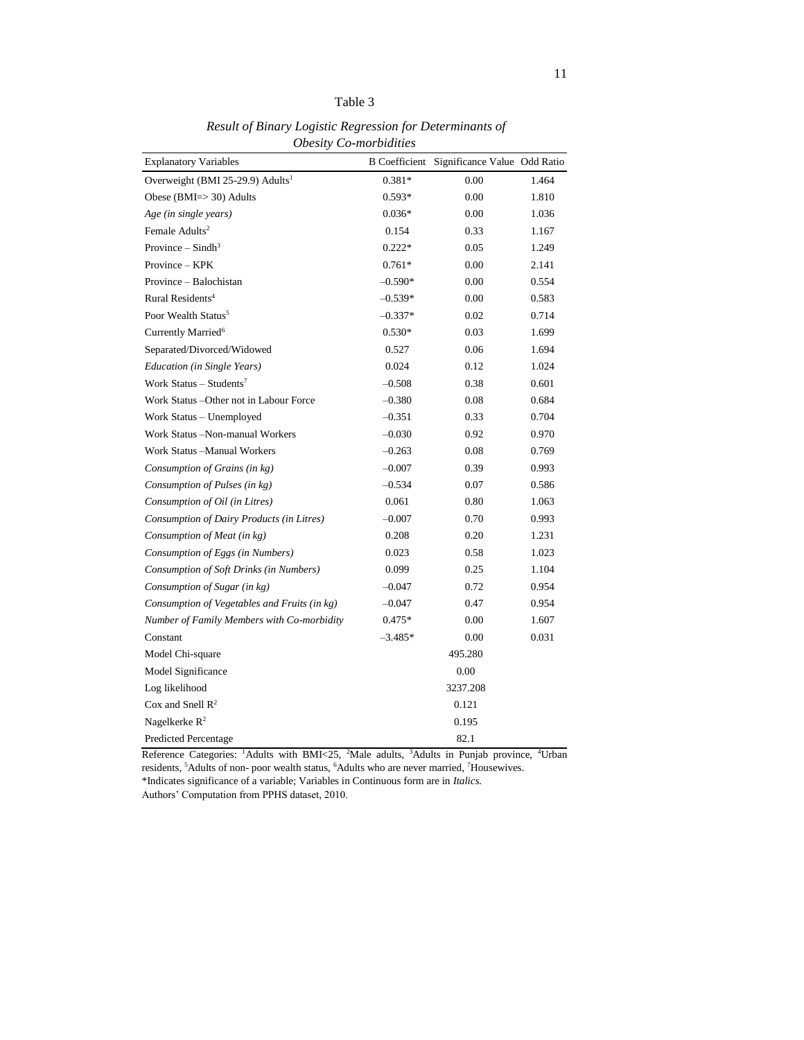Table 3

*Result of Binary Logistic Regression for Determinants of Obesity Co-morbidities*

| Explanatory Variables | B Coefficient | Significance Value | Odd Ratio |
|---|---|---|---|
| Overweight (BMI 25-29.9) Adults[1] | 0.381* | 0.00 | 1.464 |
| Obese (BMI=> 30) Adults | 0.593* | 0.00 | 1.810 |
| *Age (in single years)* | 0.036* | 0.00 | 1.036 |
| Female Adults[2] | 0.154 | 0.33 | 1.167 |
| Province – Sindh[3] | 0.222* | 0.05 | 1.249 |
| Province – KPK | 0.761* | 0.00 | 2.141 |
| Province – Balochistan | –0.590* | 0.00 | 0.554 |
| Rural Residents[4] | –0.539* | 0.00 | 0.583 |
| Poor Wealth Status[5] | –0.337* | 0.02 | 0.714 |
| Currently Married[6] | 0.530* | 0.03 | 1.699 |
| Separated/Divorced/Widowed | 0.527 | 0.06 | 1.694 |
| *Education (in Single Years)* | 0.024 | 0.12 | 1.024 |
| Work Status – Students[7] | –0.508 | 0.38 | 0.601 |
| Work Status –Other not in Labour Force | –0.380 | 0.08 | 0.684 |
| Work Status – Unemployed | –0.351 | 0.33 | 0.704 |
| Work Status –Non-manual Workers | –0.030 | 0.92 | 0.970 |
| Work Status –Manual Workers | –0.263 | 0.08 | 0.769 |
| *Consumption of Grains (in kg)* | –0.007 | 0.39 | 0.993 |
| *Consumption of Pulses (in kg)* | –0.534 | 0.07 | 0.586 |
| *Consumption of Oil (in Litres)* | 0.061 | 0.80 | 1.063 |
| *Consumption of Dairy Products (in Litres)* | –0.007 | 0.70 | 0.993 |
| *Consumption of Meat (in kg)* | 0.208 | 0.20 | 1.231 |
| *Consumption of Eggs (in Numbers)* | 0.023 | 0.58 | 1.023 |
| *Consumption of Soft Drinks (in Numbers)* | 0.099 | 0.25 | 1.104 |
| *Consumption of Sugar (in kg)* | –0.047 | 0.72 | 0.954 |
| *Consumption of Vegetables and Fruits (in kg)* | –0.047 | 0.47 | 0.954 |
| *Number of Family Members with Co-morbidity* | 0.475* | 0.00 | 1.607 |
| Constant | –3.485* | 0.00 | 0.031 |
| Model Chi-square | | 495.280 | |
| Model Significance | | 0.00 | |
| Log likelihood | | 3237.208 | |
| Cox and Snell $R^2$ | | 0.121 | |
| Nagelkerke $R^2$ | | 0.195 | |
| Predicted Percentage | | 82.1 | |

Reference Categories: [1]Adults with BMI<25, [2]Male adults, [3]Adults in Punjab province, [4]Urban residents, [5]Adults of non- poor wealth status, [6]Adults who are never married, [7]Housewives.
*Indicates significance of a variable; Variables in Continuous form are in *Italics.*
Authors' Computation from PPHS dataset, 2010.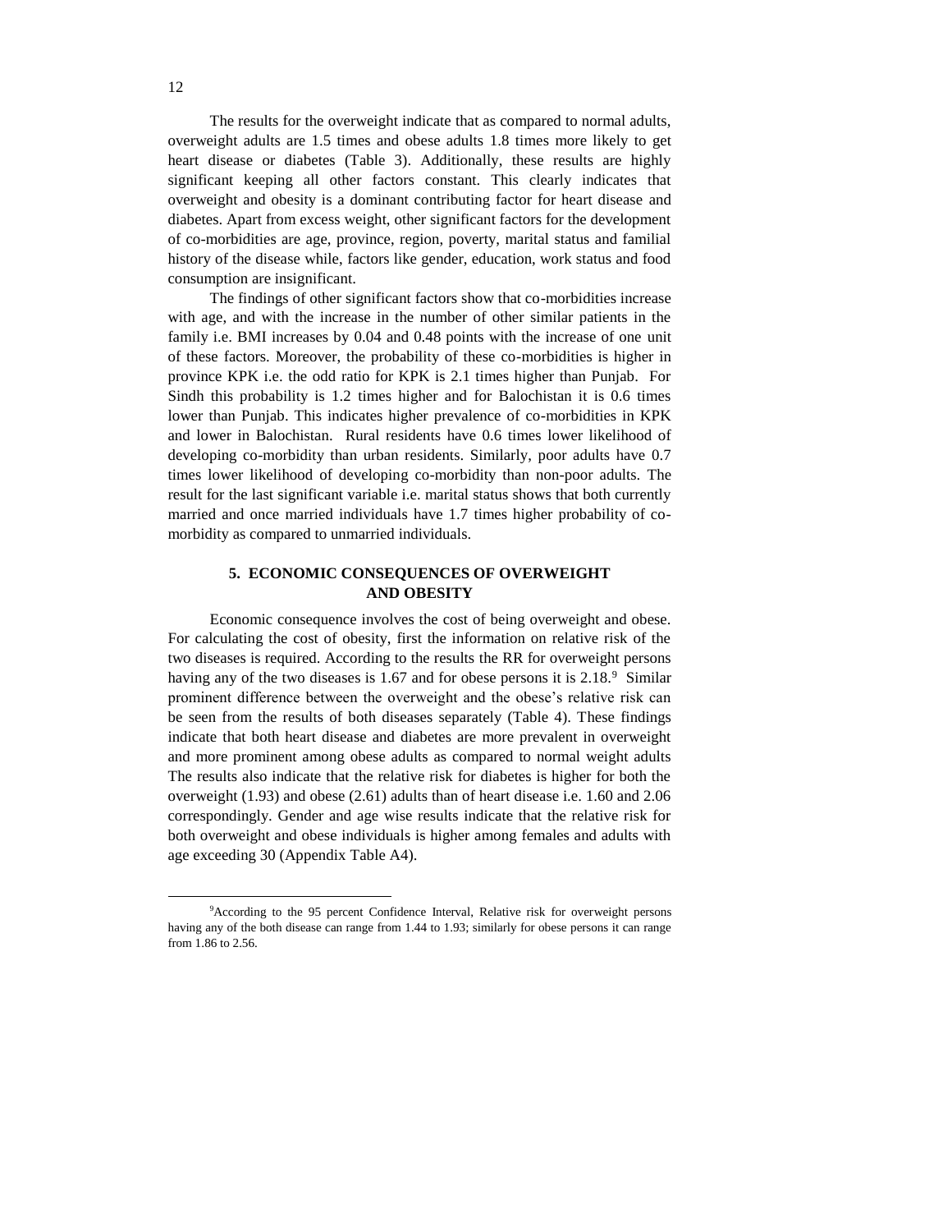The results for the overweight indicate that as compared to normal adults, overweight adults are 1.5 times and obese adults 1.8 times more likely to get heart disease or diabetes (Table 3). Additionally, these results are highly significant keeping all other factors constant. This clearly indicates that overweight and obesity is a dominant contributing factor for heart disease and diabetes. Apart from excess weight, other significant factors for the development of co-morbidities are age, province, region, poverty, marital status and familial history of the disease while, factors like gender, education, work status and food consumption are insignificant.

The findings of other significant factors show that co-morbidities increase with age, and with the increase in the number of other similar patients in the family i.e. BMI increases by 0.04 and 0.48 points with the increase of one unit of these factors. Moreover, the probability of these co-morbidities is higher in province KPK i.e. the odd ratio for KPK is 2.1 times higher than Punjab. For Sindh this probability is 1.2 times higher and for Balochistan it is 0.6 times lower than Punjab. This indicates higher prevalence of co-morbidities in KPK and lower in Balochistan. Rural residents have 0.6 times lower likelihood of developing co-morbidity than urban residents. Similarly, poor adults have 0.7 times lower likelihood of developing co-morbidity than non-poor adults. The result for the last significant variable i.e. marital status shows that both currently married and once married individuals have 1.7 times higher probability of co-morbidity as compared to unmarried individuals.

## 5. ECONOMIC CONSEQUENCES OF OVERWEIGHT AND OBESITY

Economic consequence involves the cost of being overweight and obese. For calculating the cost of obesity, first the information on relative risk of the two diseases is required. According to the results the RR for overweight persons having any of the two diseases is 1.67 and for obese persons it is 2.18.[9] Similar prominent difference between the overweight and the obese's relative risk can be seen from the results of both diseases separately (Table 4). These findings indicate that both heart disease and diabetes are more prevalent in overweight and more prominent among obese adults as compared to normal weight adults The results also indicate that the relative risk for diabetes is higher for both the overweight (1.93) and obese (2.61) adults than of heart disease i.e. 1.60 and 2.06 correspondingly. Gender and age wise results indicate that the relative risk for both overweight and obese individuals is higher among females and adults with age exceeding 30 (Appendix Table A4).

---

[9]According to the 95 percent Confidence Interval, Relative risk for overweight persons having any of the both disease can range from 1.44 to 1.93; similarly for obese persons it can range from 1.86 to 2.56.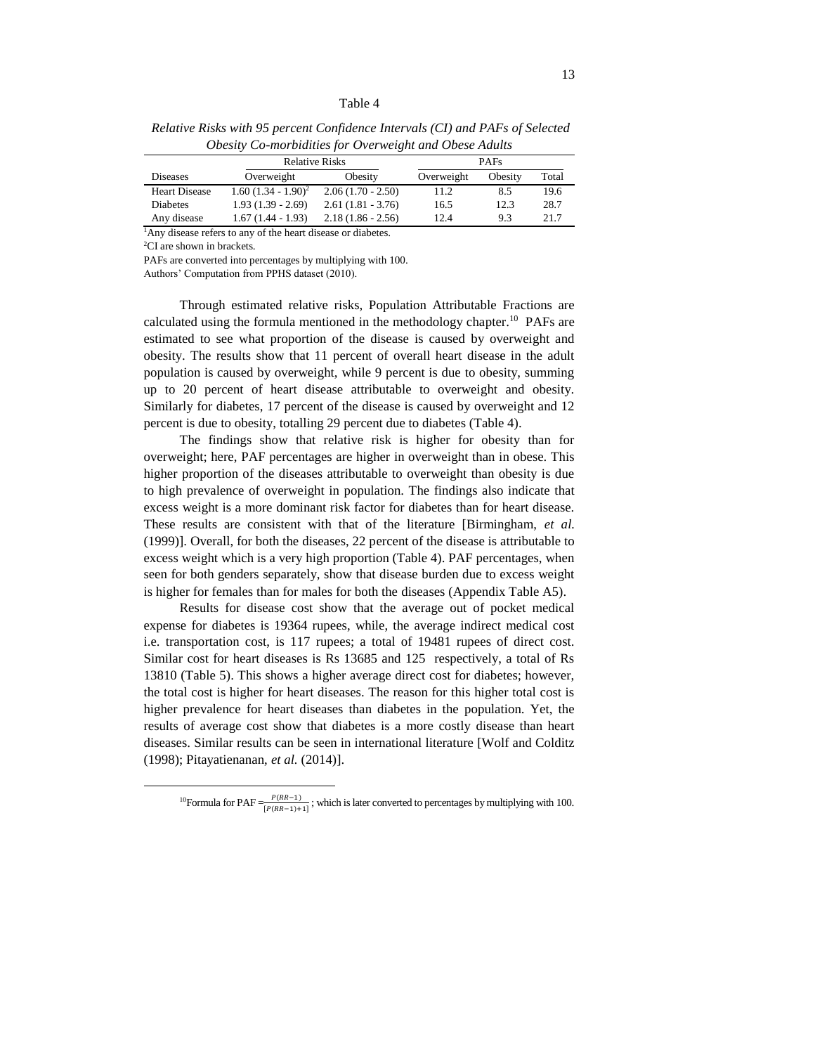Table 4

*Relative Risks with 95 percent Confidence Intervals (CI) and PAFs of Selected Obesity Co-morbidities for Overweight and Obese Adults*

| | Relative Risks | | PAFs | | |
|---|---|---|---|---|---|
| Diseases | Overweight | Obesity | Overweight | Obesity | Total |
| Heart Disease | 1.60 (1.34 - 1.90)[2] | 2.06 (1.70 - 2.50) | 11.2 | 8.5 | 19.6 |
| Diabetes | 1.93 (1.39 - 2.69) | 2.61 (1.81 - 3.76) | 16.5 | 12.3 | 28.7 |
| Any disease | 1.67 (1.44 - 1.93) | 2.18 (1.86 - 2.56) | 12.4 | 9.3 | 21.7 |

[1]Any disease refers to any of the heart disease or diabetes.

[2]CI are shown in brackets.

PAFs are converted into percentages by multiplying with 100.

Authors' Computation from PPHS dataset (2010).

Through estimated relative risks, Population Attributable Fractions are calculated using the formula mentioned in the methodology chapter.[10] PAFs are estimated to see what proportion of the disease is caused by overweight and obesity. The results show that 11 percent of overall heart disease in the adult population is caused by overweight, while 9 percent is due to obesity, summing up to 20 percent of heart disease attributable to overweight and obesity. Similarly for diabetes, 17 percent of the disease is caused by overweight and 12 percent is due to obesity, totalling 29 percent due to diabetes (Table 4).

The findings show that relative risk is higher for obesity than for overweight; here, PAF percentages are higher in overweight than in obese. This higher proportion of the diseases attributable to overweight than obesity is due to high prevalence of overweight in population. The findings also indicate that excess weight is a more dominant risk factor for diabetes than for heart disease. These results are consistent with that of the literature [Birmingham, *et al.* (1999)]. Overall, for both the diseases, 22 percent of the disease is attributable to excess weight which is a very high proportion (Table 4). PAF percentages, when seen for both genders separately, show that disease burden due to excess weight is higher for females than for males for both the diseases (Appendix Table A5).

Results for disease cost show that the average out of pocket medical expense for diabetes is 19364 rupees, while, the average indirect medical cost i.e. transportation cost, is 117 rupees; a total of 19481 rupees of direct cost. Similar cost for heart diseases is Rs 13685 and 125 respectively, a total of Rs 13810 (Table 5). This shows a higher average direct cost for diabetes; however, the total cost is higher for heart diseases. The reason for this higher total cost is higher prevalence for heart diseases than diabetes in the population. Yet, the results of average cost show that diabetes is a more costly disease than heart diseases. Similar results can be seen in international literature [Wolf and Colditz (1998); Pitayatienanan, *et al.* (2014)].

[10]Formula for PAF $=\frac{P(RR-1)}{[P(RR-1)+1]}$ ; which is later converted to percentages by multiplying with 100.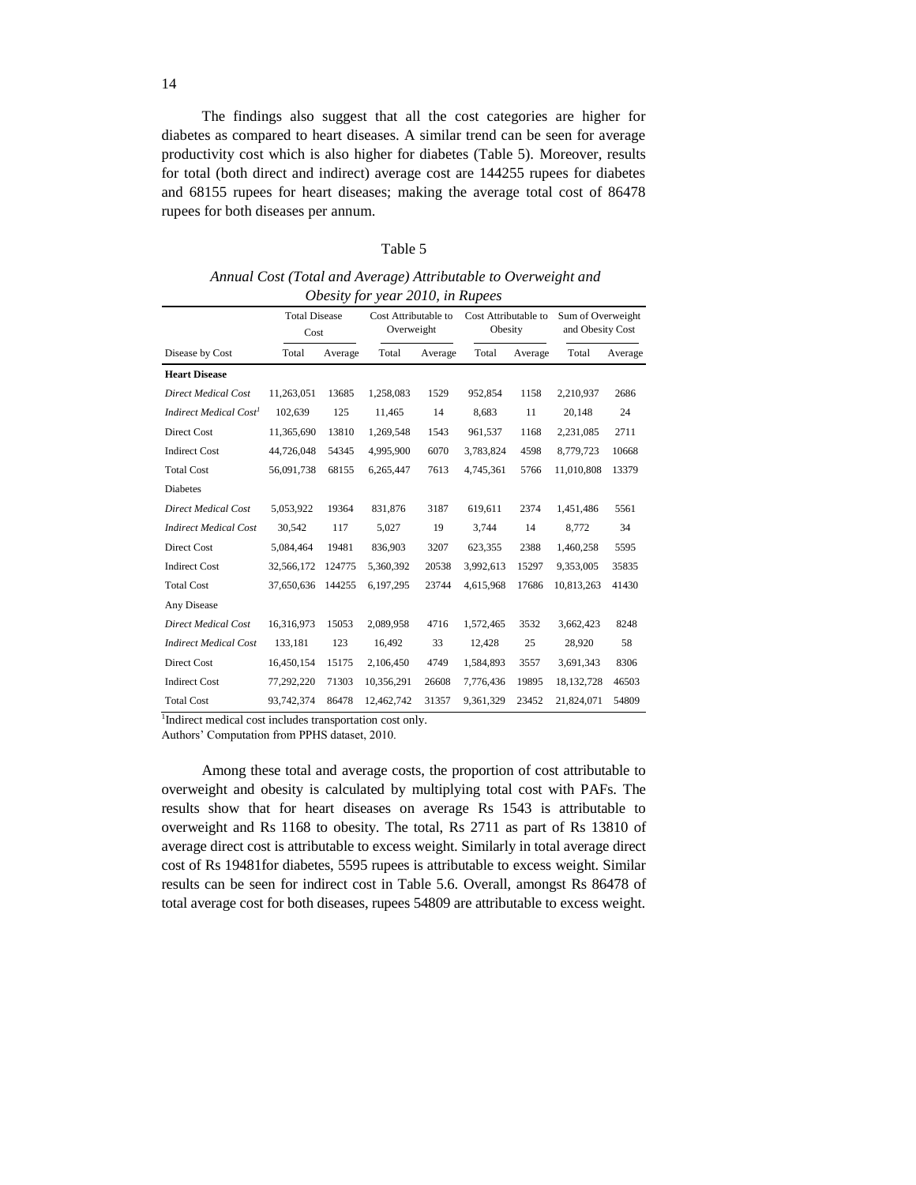The findings also suggest that all the cost categories are higher for diabetes as compared to heart diseases. A similar trend can be seen for average productivity cost which is also higher for diabetes (Table 5). Moreover, results for total (both direct and indirect) average cost are 144255 rupees for diabetes and 68155 rupees for heart diseases; making the average total cost of 86478 rupees for both diseases per annum.

Table 5

*Annual Cost (Total and Average) Attributable to Overweight and Obesity for year 2010, in Rupees*

| | Total Disease Cost | | Cost Attributable to Overweight | | Cost Attributable to Obesity | | Sum of Overweight and Obesity Cost | |
|---|---|---|---|---|---|---|---|---|
| Disease by Cost | Total | Average | Total | Average | Total | Average | Total | Average |
| **Heart Disease** | | | | | | | | |
| *Direct Medical Cost* | 11,263,051 | 13685 | 1,258,083 | 1529 | 952,854 | 1158 | 2,210,937 | 2686 |
| *Indirect Medical Cost*[1] | 102,639 | 125 | 11,465 | 14 | 8,683 | 11 | 20,148 | 24 |
| Direct Cost | 11,365,690 | 13810 | 1,269,548 | 1543 | 961,537 | 1168 | 2,231,085 | 2711 |
| Indirect Cost | 44,726,048 | 54345 | 4,995,900 | 6070 | 3,783,824 | 4598 | 8,779,723 | 10668 |
| Total Cost | 56,091,738 | 68155 | 6,265,447 | 7613 | 4,745,361 | 5766 | 11,010,808 | 13379 |
| Diabetes | | | | | | | | |
| *Direct Medical Cost* | 5,053,922 | 19364 | 831,876 | 3187 | 619,611 | 2374 | 1,451,486 | 5561 |
| *Indirect Medical Cost* | 30,542 | 117 | 5,027 | 19 | 3,744 | 14 | 8,772 | 34 |
| Direct Cost | 5,084,464 | 19481 | 836,903 | 3207 | 623,355 | 2388 | 1,460,258 | 5595 |
| Indirect Cost | 32,566,172 | 124775 | 5,360,392 | 20538 | 3,992,613 | 15297 | 9,353,005 | 35835 |
| Total Cost | 37,650,636 | 144255 | 6,197,295 | 23744 | 4,615,968 | 17686 | 10,813,263 | 41430 |
| Any Disease | | | | | | | | |
| *Direct Medical Cost* | 16,316,973 | 15053 | 2,089,958 | 4716 | 1,572,465 | 3532 | 3,662,423 | 8248 |
| *Indirect Medical Cost* | 133,181 | 123 | 16,492 | 33 | 12,428 | 25 | 28,920 | 58 |
| Direct Cost | 16,450,154 | 15175 | 2,106,450 | 4749 | 1,584,893 | 3557 | 3,691,343 | 8306 |
| Indirect Cost | 77,292,220 | 71303 | 10,356,291 | 26608 | 7,776,436 | 19895 | 18,132,728 | 46503 |
| Total Cost | 93,742,374 | 86478 | 12,462,742 | 31357 | 9,361,329 | 23452 | 21,824,071 | 54809 |

[1]Indirect medical cost includes transportation cost only.
Authors' Computation from PPHS dataset, 2010.

Among these total and average costs, the proportion of cost attributable to overweight and obesity is calculated by multiplying total cost with PAFs. The results show that for heart diseases on average Rs 1543 is attributable to overweight and Rs 1168 to obesity. The total, Rs 2711 as part of Rs 13810 of average direct cost is attributable to excess weight. Similarly in total average direct cost of Rs 19481for diabetes, 5595 rupees is attributable to excess weight. Similar results can be seen for indirect cost in Table 5.6. Overall, amongst Rs 86478 of total average cost for both diseases, rupees 54809 are attributable to excess weight.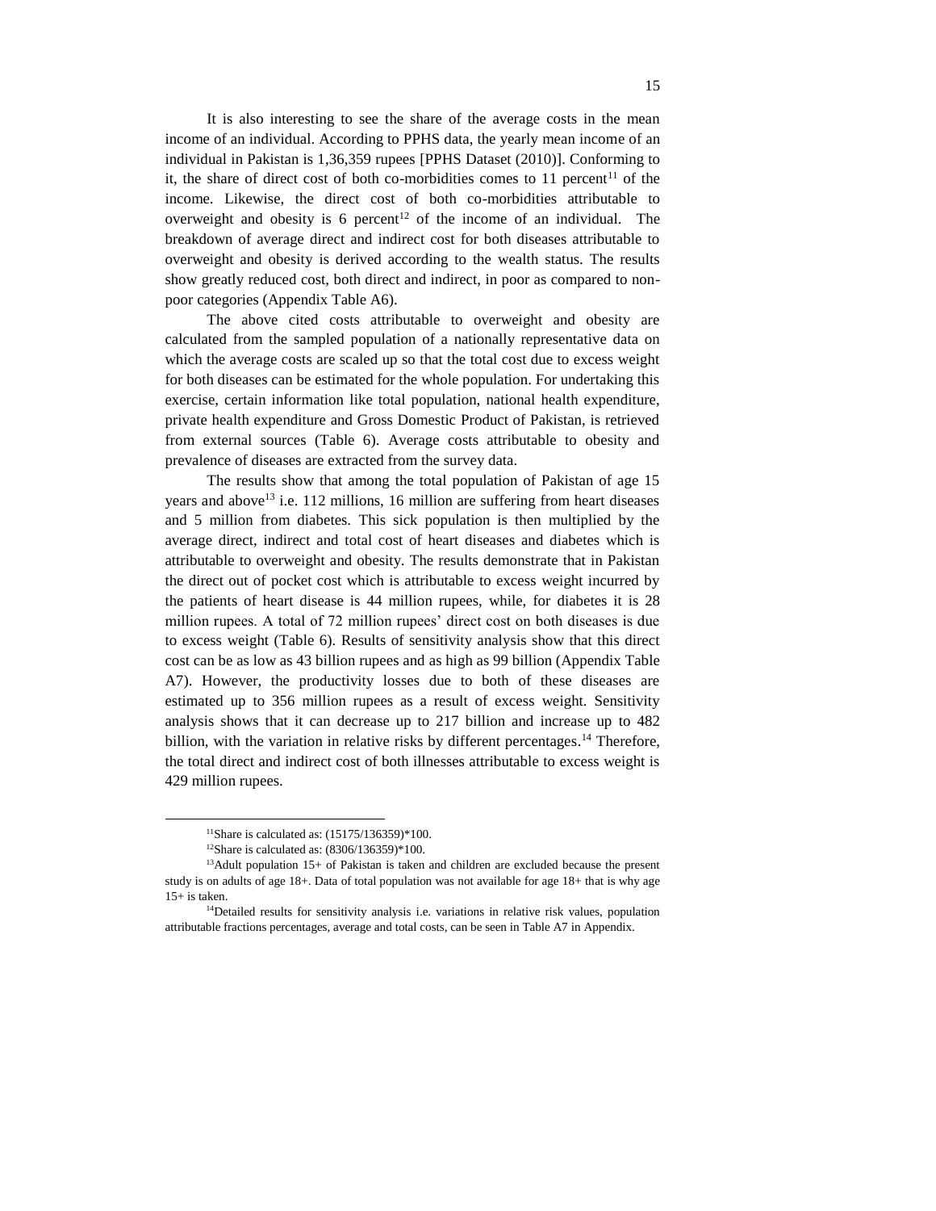It is also interesting to see the share of the average costs in the mean income of an individual. According to PPHS data, the yearly mean income of an individual in Pakistan is 1,36,359 rupees [PPHS Dataset (2010)]. Conforming to it, the share of direct cost of both co-morbidities comes to 11 percent[11] of the income. Likewise, the direct cost of both co-morbidities attributable to overweight and obesity is 6 percent[12] of the income of an individual. The breakdown of average direct and indirect cost for both diseases attributable to overweight and obesity is derived according to the wealth status. The results show greatly reduced cost, both direct and indirect, in poor as compared to non-poor categories (Appendix Table A6).

The above cited costs attributable to overweight and obesity are calculated from the sampled population of a nationally representative data on which the average costs are scaled up so that the total cost due to excess weight for both diseases can be estimated for the whole population. For undertaking this exercise, certain information like total population, national health expenditure, private health expenditure and Gross Domestic Product of Pakistan, is retrieved from external sources (Table 6). Average costs attributable to obesity and prevalence of diseases are extracted from the survey data.

The results show that among the total population of Pakistan of age 15 years and above[13] i.e. 112 millions, 16 million are suffering from heart diseases and 5 million from diabetes. This sick population is then multiplied by the average direct, indirect and total cost of heart diseases and diabetes which is attributable to overweight and obesity. The results demonstrate that in Pakistan the direct out of pocket cost which is attributable to excess weight incurred by the patients of heart disease is 44 million rupees, while, for diabetes it is 28 million rupees. A total of 72 million rupees' direct cost on both diseases is due to excess weight (Table 6). Results of sensitivity analysis show that this direct cost can be as low as 43 billion rupees and as high as 99 billion (Appendix Table A7). However, the productivity losses due to both of these diseases are estimated up to 356 million rupees as a result of excess weight. Sensitivity analysis shows that it can decrease up to 217 billion and increase up to 482 billion, with the variation in relative risks by different percentages.[14] Therefore, the total direct and indirect cost of both illnesses attributable to excess weight is 429 million rupees.

---

[11] Share is calculated as: (15175/136359)*100.

[12] Share is calculated as: (8306/136359)*100.

[13] Adult population 15+ of Pakistan is taken and children are excluded because the present study is on adults of age 18+. Data of total population was not available for age 18+ that is why age 15+ is taken.

[14] Detailed results for sensitivity analysis i.e. variations in relative risk values, population attributable fractions percentages, average and total costs, can be seen in Table A7 in Appendix.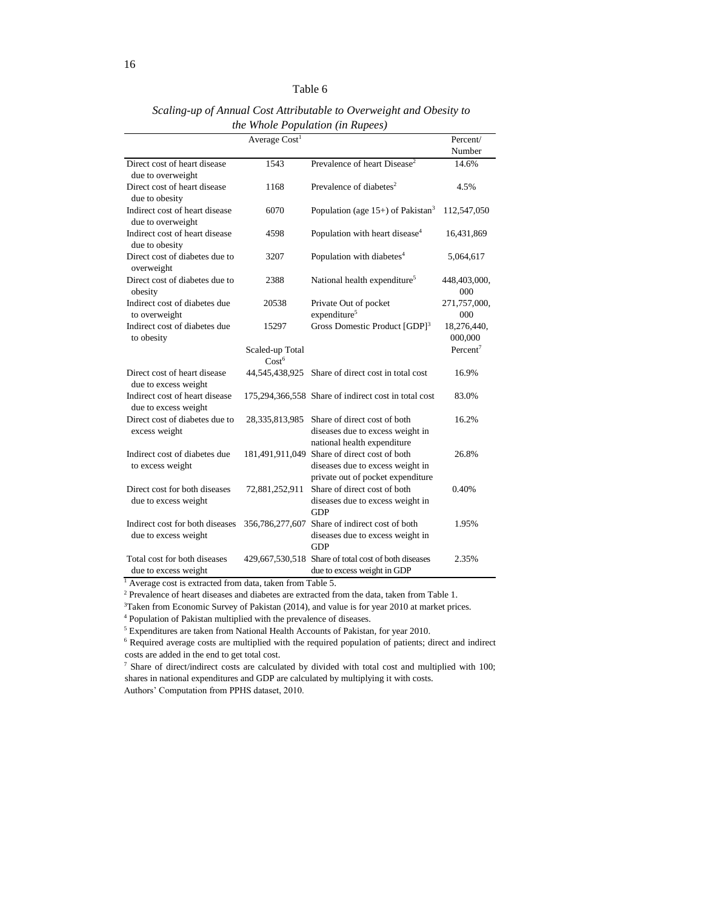Table 6

*Scaling-up of Annual Cost Attributable to Overweight and Obesity to the Whole Population (in Rupees)*

| | Average Cost[1] | | Percent/ Number |
|---|---|---|---|
| Direct cost of heart disease due to overweight | 1543 | Prevalence of heart Disease[2] | 14.6% |
| Direct cost of heart disease due to obesity | 1168 | Prevalence of diabetes[2] | 4.5% |
| Indirect cost of heart disease due to overweight | 6070 | Population (age 15+) of Pakistan[3] | 112,547,050 |
| Indirect cost of heart disease due to obesity | 4598 | Population with heart disease[4] | 16,431,869 |
| Direct cost of diabetes due to overweight | 3207 | Population with diabetes[4] | 5,064,617 |
| Direct cost of diabetes due to obesity | 2388 | National health expenditure[5] | 448,403,000,000 |
| Indirect cost of diabetes due to overweight | 20538 | Private Out of pocket expenditure[5] | 271,757,000,000 |
| Indirect cost of diabetes due to obesity | 15297 | Gross Domestic Product [GDP][3] | 18,276,440,000,000 |
| | Scaled-up Total Cost[6] | | Percent[7] |
| Direct cost of heart disease due to excess weight | 44,545,438,925 | Share of direct cost in total cost | 16.9% |
| Indirect cost of heart disease due to excess weight | 175,294,366,558 | Share of indirect cost in total cost | 83.0% |
| Direct cost of diabetes due to excess weight | 28,335,813,985 | Share of direct cost of both diseases due to excess weight in national health expenditure | 16.2% |
| Indirect cost of diabetes due to excess weight | 181,491,911,049 | Share of direct cost of both diseases due to excess weight in private out of pocket expenditure | 26.8% |
| Direct cost for both diseases due to excess weight | 72,881,252,911 | Share of direct cost of both diseases due to excess weight in GDP | 0.40% |
| Indirect cost for both diseases due to excess weight | 356,786,277,607 | Share of indirect cost of both diseases due to excess weight in GDP | 1.95% |
| Total cost for both diseases due to excess weight | 429,667,530,518 | Share of total cost of both diseases due to excess weight in GDP | 2.35% |

[1] Average cost is extracted from data, taken from Table 5.

[2] Prevalence of heart diseases and diabetes are extracted from the data, taken from Table 1.

[3] Taken from Economic Survey of Pakistan (2014), and value is for year 2010 at market prices.

[4] Population of Pakistan multiplied with the prevalence of diseases.

[5] Expenditures are taken from National Health Accounts of Pakistan, for year 2010.

[6] Required average costs are multiplied with the required population of patients; direct and indirect costs are added in the end to get total cost.

[7] Share of direct/indirect costs are calculated by divided with total cost and multiplied with 100; shares in national expenditures and GDP are calculated by multiplying it with costs.

Authors' Computation from PPHS dataset, 2010.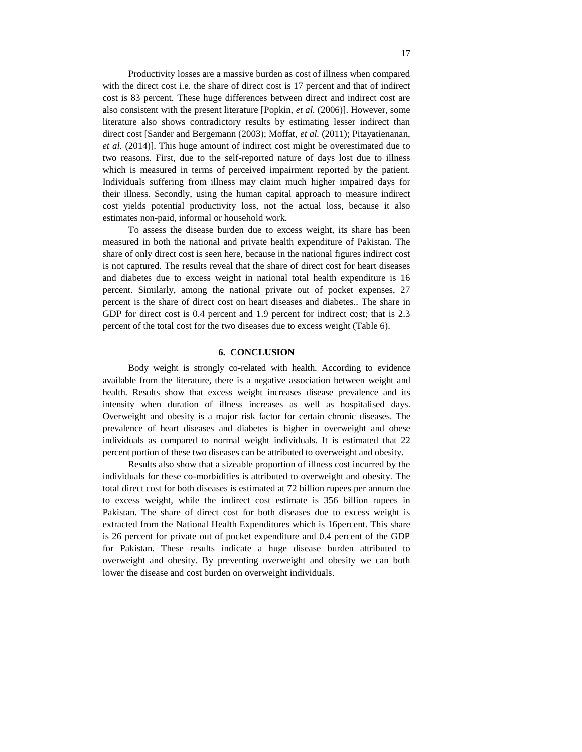Productivity losses are a massive burden as cost of illness when compared with the direct cost i.e. the share of direct cost is 17 percent and that of indirect cost is 83 percent. These huge differences between direct and indirect cost are also consistent with the present literature [Popkin, *et al.* (2006)]. However, some literature also shows contradictory results by estimating lesser indirect than direct cost [Sander and Bergemann (2003); Moffat, *et al.* (2011); Pitayatienanan, *et al.* (2014)]. This huge amount of indirect cost might be overestimated due to two reasons. First, due to the self-reported nature of days lost due to illness which is measured in terms of perceived impairment reported by the patient. Individuals suffering from illness may claim much higher impaired days for their illness. Secondly, using the human capital approach to measure indirect cost yields potential productivity loss, not the actual loss, because it also estimates non-paid, informal or household work.

To assess the disease burden due to excess weight, its share has been measured in both the national and private health expenditure of Pakistan. The share of only direct cost is seen here, because in the national figures indirect cost is not captured. The results reveal that the share of direct cost for heart diseases and diabetes due to excess weight in national total health expenditure is 16 percent. Similarly, among the national private out of pocket expenses, 27 percent is the share of direct cost on heart diseases and diabetes.. The share in GDP for direct cost is 0.4 percent and 1.9 percent for indirect cost; that is 2.3 percent of the total cost for the two diseases due to excess weight (Table 6).

## 6. CONCLUSION

Body weight is strongly co-related with health. According to evidence available from the literature, there is a negative association between weight and health. Results show that excess weight increases disease prevalence and its intensity when duration of illness increases as well as hospitalised days. Overweight and obesity is a major risk factor for certain chronic diseases. The prevalence of heart diseases and diabetes is higher in overweight and obese individuals as compared to normal weight individuals. It is estimated that 22 percent portion of these two diseases can be attributed to overweight and obesity.

Results also show that a sizeable proportion of illness cost incurred by the individuals for these co-morbidities is attributed to overweight and obesity. The total direct cost for both diseases is estimated at 72 billion rupees per annum due to excess weight, while the indirect cost estimate is 356 billion rupees in Pakistan. The share of direct cost for both diseases due to excess weight is extracted from the National Health Expenditures which is 16percent. This share is 26 percent for private out of pocket expenditure and 0.4 percent of the GDP for Pakistan. These results indicate a huge disease burden attributed to overweight and obesity. By preventing overweight and obesity we can both lower the disease and cost burden on overweight individuals.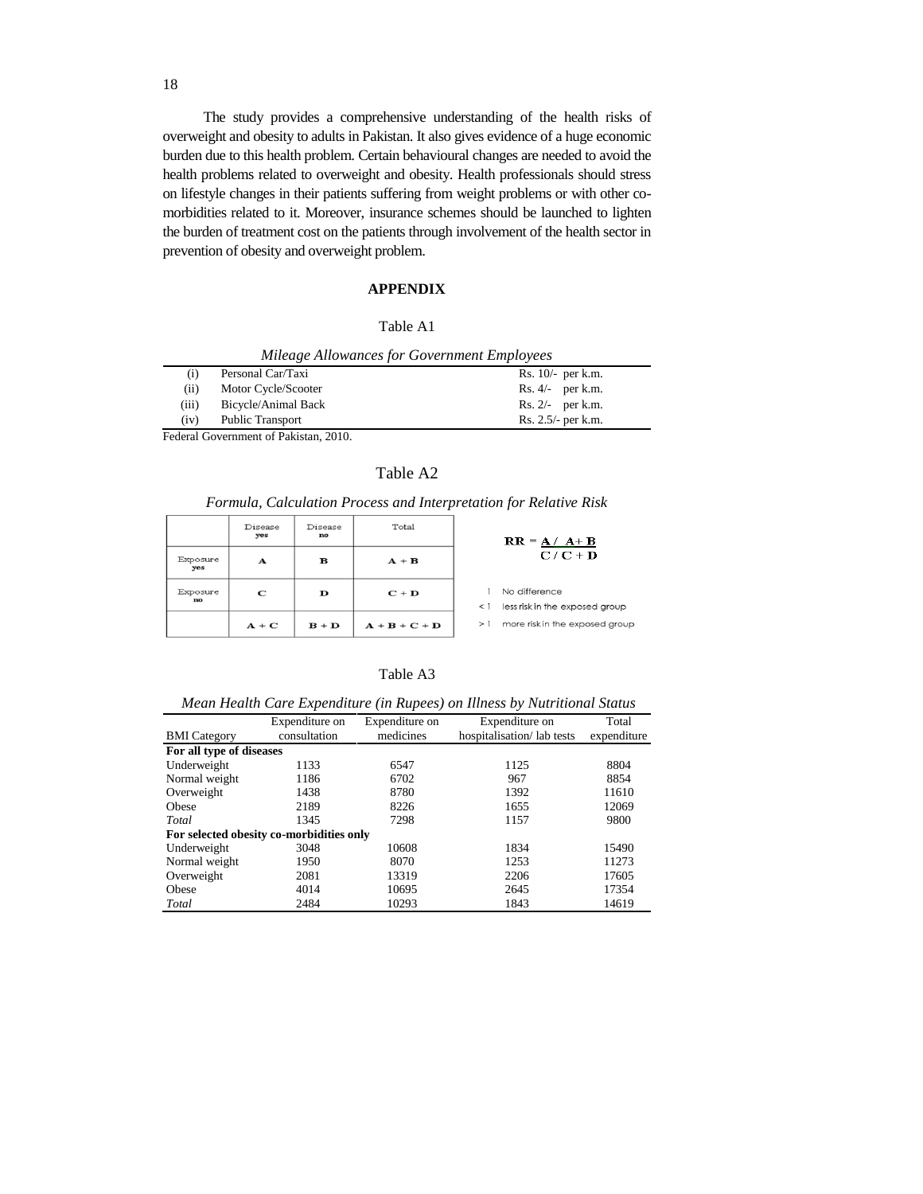The study provides a comprehensive understanding of the health risks of overweight and obesity to adults in Pakistan. It also gives evidence of a huge economic burden due to this health problem. Certain behavioural changes are needed to avoid the health problems related to overweight and obesity. Health professionals should stress on lifestyle changes in their patients suffering from weight problems or with other co-morbidities related to it. Moreover, insurance schemes should be launched to lighten the burden of treatment cost on the patients through involvement of the health sector in prevention of obesity and overweight problem.

## APPENDIX

Table A1

*Mileage Allowances for Government Employees*

| | | |
|---|---|---|
| (i) | Personal Car/Taxi | Rs. 10/- per k.m. |
| (ii) | Motor Cycle/Scooter | Rs. 4/- per k.m. |
| (iii) | Bicycle/Animal Back | Rs. 2/- per k.m. |
| (iv) | Public Transport | Rs. 2.5/- per k.m. |

Federal Government of Pakistan, 2010.

Table A2

*Formula, Calculation Process and Interpretation for Relative Risk*

| | Disease yes | Disease no | Total |
|---|---|---|---|
| Exposure yes | A | B | A + B |
| Exposure no | C | D | C + D |
| | A + C | B + D | A + B + C + D |

$$RR = \frac{A / A + B}{C / C + D}$$

1 No difference

< 1 less risk in the exposed group

> 1 more risk in the exposed group

Table A3

*Mean Health Care Expenditure (in Rupees) on Illness by Nutritional Status*

| BMI Category | Expenditure on consultation | Expenditure on medicines | Expenditure on hospitalisation/ lab tests | Total expenditure |
|---|---|---|---|---|
| **For all type of diseases** | | | | |
| Underweight | 1133 | 6547 | 1125 | 8804 |
| Normal weight | 1186 | 6702 | 967 | 8854 |
| Overweight | 1438 | 8780 | 1392 | 11610 |
| Obese | 2189 | 8226 | 1655 | 12069 |
| *Total* | 1345 | 7298 | 1157 | 9800 |
| **For selected obesity co-morbidities only** | | | | |
| Underweight | 3048 | 10608 | 1834 | 15490 |
| Normal weight | 1950 | 8070 | 1253 | 11273 |
| Overweight | 2081 | 13319 | 2206 | 17605 |
| Obese | 4014 | 10695 | 2645 | 17354 |
| *Total* | 2484 | 10293 | 1843 | 14619 |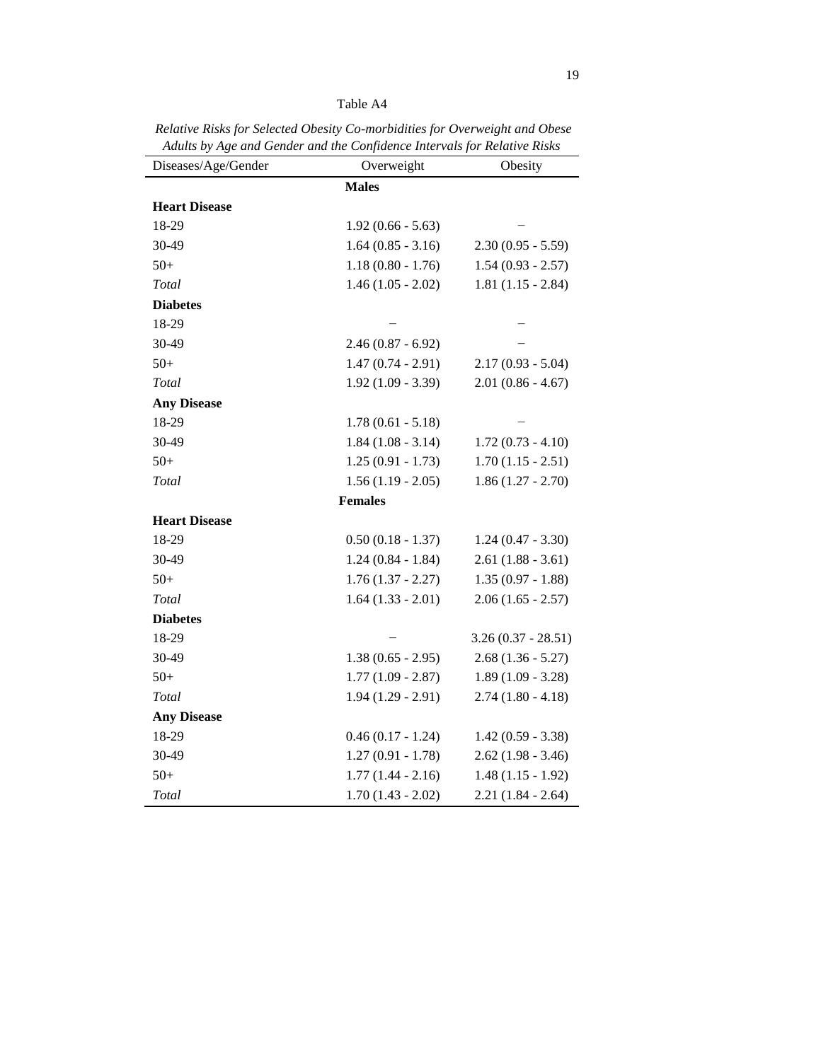Table A4

*Relative Risks for Selected Obesity Co-morbidities for Overweight and Obese Adults by Age and Gender and the Confidence Intervals for Relative Risks*

| Diseases/Age/Gender | Overweight | Obesity |
|---|---|---|
| | **Males** | |
| **Heart Disease** | | |
| 18-29 | 1.92 (0.66 - 5.63) | – |
| 30-49 | 1.64 (0.85 - 3.16) | 2.30 (0.95 - 5.59) |
| 50+ | 1.18 (0.80 - 1.76) | 1.54 (0.93 - 2.57) |
| *Total* | 1.46 (1.05 - 2.02) | 1.81 (1.15 - 2.84) |
| **Diabetes** | | |
| 18-29 | – | – |
| 30-49 | 2.46 (0.87 - 6.92) | – |
| 50+ | 1.47 (0.74 - 2.91) | 2.17 (0.93 - 5.04) |
| *Total* | 1.92 (1.09 - 3.39) | 2.01 (0.86 - 4.67) |
| **Any Disease** | | |
| 18-29 | 1.78 (0.61 - 5.18) | – |
| 30-49 | 1.84 (1.08 - 3.14) | 1.72 (0.73 - 4.10) |
| 50+ | 1.25 (0.91 - 1.73) | 1.70 (1.15 - 2.51) |
| *Total* | 1.56 (1.19 - 2.05) | 1.86 (1.27 - 2.70) |
| | **Females** | |
| **Heart Disease** | | |
| 18-29 | 0.50 (0.18 - 1.37) | 1.24 (0.47 - 3.30) |
| 30-49 | 1.24 (0.84 - 1.84) | 2.61 (1.88 - 3.61) |
| 50+ | 1.76 (1.37 - 2.27) | 1.35 (0.97 - 1.88) |
| *Total* | 1.64 (1.33 - 2.01) | 2.06 (1.65 - 2.57) |
| **Diabetes** | | |
| 18-29 | – | 3.26 (0.37 - 28.51) |
| 30-49 | 1.38 (0.65 - 2.95) | 2.68 (1.36 - 5.27) |
| 50+ | 1.77 (1.09 - 2.87) | 1.89 (1.09 - 3.28) |
| *Total* | 1.94 (1.29 - 2.91) | 2.74 (1.80 - 4.18) |
| **Any Disease** | | |
| 18-29 | 0.46 (0.17 - 1.24) | 1.42 (0.59 - 3.38) |
| 30-49 | 1.27 (0.91 - 1.78) | 2.62 (1.98 - 3.46) |
| 50+ | 1.77 (1.44 - 2.16) | 1.48 (1.15 - 1.92) |
| *Total* | 1.70 (1.43 - 2.02) | 2.21 (1.84 - 2.64) |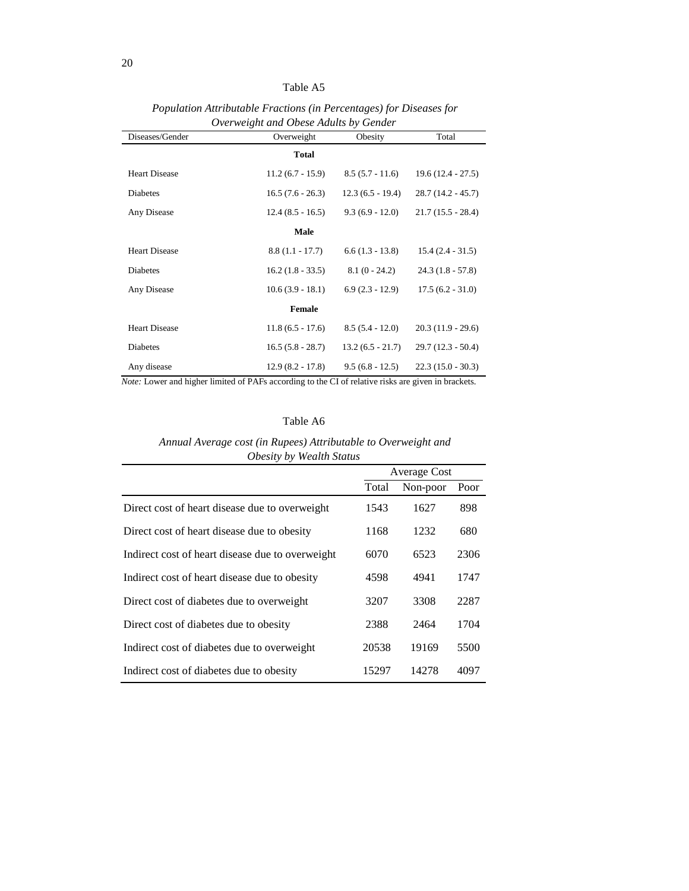Table A5

*Population Attributable Fractions (in Percentages) for Diseases for Overweight and Obese Adults by Gender*

| Diseases/Gender | Overweight | Obesity | Total |
|---|---|---|---|
| | **Total** | | |
| Heart Disease | 11.2 (6.7 - 15.9) | 8.5 (5.7 - 11.6) | 19.6 (12.4 - 27.5) |
| Diabetes | 16.5 (7.6 - 26.3) | 12.3 (6.5 - 19.4) | 28.7 (14.2 - 45.7) |
| Any Disease | 12.4 (8.5 - 16.5) | 9.3 (6.9 - 12.0) | 21.7 (15.5 - 28.4) |
| | **Male** | | |
| Heart Disease | 8.8 (1.1 - 17.7) | 6.6 (1.3 - 13.8) | 15.4 (2.4 - 31.5) |
| Diabetes | 16.2 (1.8 - 33.5) | 8.1 (0 - 24.2) | 24.3 (1.8 - 57.8) |
| Any Disease | 10.6 (3.9 - 18.1) | 6.9 (2.3 - 12.9) | 17.5 (6.2 - 31.0) |
| | **Female** | | |
| Heart Disease | 11.8 (6.5 - 17.6) | 8.5 (5.4 - 12.0) | 20.3 (11.9 - 29.6) |
| Diabetes | 16.5 (5.8 - 28.7) | 13.2 (6.5 - 21.7) | 29.7 (12.3 - 50.4) |
| Any disease | 12.9 (8.2 - 17.8) | 9.5 (6.8 - 12.5) | 22.3 (15.0 - 30.3) |

*Note:* Lower and higher limited of PAFs according to the CI of relative risks are given in brackets.

Table A6

*Annual Average cost (in Rupees) Attributable to Overweight and Obesity by Wealth Status*

| | Average Cost | | |
|---|---|---|---|
| | Total | Non-poor | Poor |
| Direct cost of heart disease due to overweight | 1543 | 1627 | 898 |
| Direct cost of heart disease due to obesity | 1168 | 1232 | 680 |
| Indirect cost of heart disease due to overweight | 6070 | 6523 | 2306 |
| Indirect cost of heart disease due to obesity | 4598 | 4941 | 1747 |
| Direct cost of diabetes due to overweight | 3207 | 3308 | 2287 |
| Direct cost of diabetes due to obesity | 2388 | 2464 | 1704 |
| Indirect cost of diabetes due to overweight | 20538 | 19169 | 5500 |
| Indirect cost of diabetes due to obesity | 15297 | 14278 | 4097 |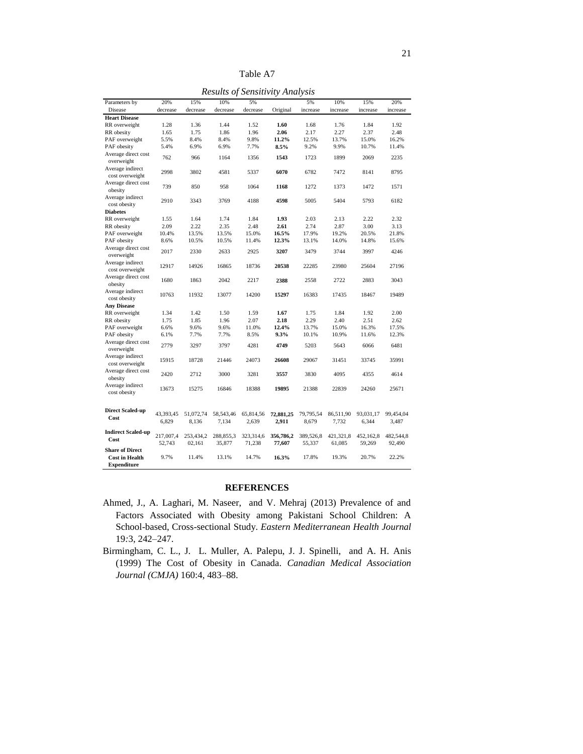Table A7

*Results of Sensitivity Analysis*

| Parameters by Disease | 20% decrease | 15% decrease | 10% decrease | 5% decrease | Original | 5% increase | 10% increase | 15% increase | 20% increase |
|---|---|---|---|---|---|---|---|---|---|
| **Heart Disease** | | | | | | | | | |
| RR overweight | 1.28 | 1.36 | 1.44 | 1.52 | **1.60** | 1.68 | 1.76 | 1.84 | 1.92 |
| RR obesity | 1.65 | 1.75 | 1.86 | 1.96 | **2.06** | 2.17 | 2.27 | 2.37 | 2.48 |
| PAF overweight | 5.5% | 8.4% | 8.4% | 9.8% | **11.2%** | 12.5% | 13.7% | 15.0% | 16.2% |
| PAF obesity | 5.4% | 6.9% | 6.9% | 7.7% | **8.5%** | 9.2% | 9.9% | 10.7% | 11.4% |
| Average direct cost overweight | 762 | 966 | 1164 | 1356 | **1543** | 1723 | 1899 | 2069 | 2235 |
| Average indirect cost overweight | 2998 | 3802 | 4581 | 5337 | **6070** | 6782 | 7472 | 8141 | 8795 |
| Average direct cost obesity | 739 | 850 | 958 | 1064 | **1168** | 1272 | 1373 | 1472 | 1571 |
| Average indirect cost obesity | 2910 | 3343 | 3769 | 4188 | **4598** | 5005 | 5404 | 5793 | 6182 |
| **Diabetes** | | | | | | | | | |
| RR overweight | 1.55 | 1.64 | 1.74 | 1.84 | **1.93** | 2.03 | 2.13 | 2.22 | 2.32 |
| RR obesity | 2.09 | 2.22 | 2.35 | 2.48 | **2.61** | 2.74 | 2.87 | 3.00 | 3.13 |
| PAF overweight | 10.4% | 13.5% | 13.5% | 15.0% | **16.5%** | 17.9% | 19.2% | 20.5% | 21.8% |
| PAF obesity | 8.6% | 10.5% | 10.5% | 11.4% | **12.3%** | 13.1% | 14.0% | 14.8% | 15.6% |
| Average direct cost overweight | 2017 | 2330 | 2633 | 2925 | **3207** | 3479 | 3744 | 3997 | 4246 |
| Average indirect cost overweight | 12917 | 14926 | 16865 | 18736 | **20538** | 22285 | 23980 | 25604 | 27196 |
| Average direct cost obesity | 1680 | 1863 | 2042 | 2217 | **2388** | 2558 | 2722 | 2883 | 3043 |
| Average indirect cost obesity | 10763 | 11932 | 13077 | 14200 | **15297** | 16383 | 17435 | 18467 | 19489 |
| **Any Disease** | | | | | | | | | |
| RR overweight | 1.34 | 1.42 | 1.50 | 1.59 | **1.67** | 1.75 | 1.84 | 1.92 | 2.00 |
| RR obesity | 1.75 | 1.85 | 1.96 | 2.07 | **2.18** | 2.29 | 2.40 | 2.51 | 2.62 |
| PAF overweight | 6.6% | 9.6% | 9.6% | 11.0% | **12.4%** | 13.7% | 15.0% | 16.3% | 17.5% |
| PAF obesity | 6.1% | 7.7% | 7.7% | 8.5% | **9.3%** | 10.1% | 10.9% | 11.6% | 12.3% |
| Average direct cost overweight | 2779 | 3297 | 3797 | 4281 | **4749** | 5203 | 5643 | 6066 | 6481 |
| Average indirect cost overweight | 15915 | 18728 | 21446 | 24073 | **26608** | 29067 | 31451 | 33745 | 35991 |
| Average direct cost obesity | 2420 | 2712 | 3000 | 3281 | **3557** | 3830 | 4095 | 4355 | 4614 |
| Average indirect cost obesity | 13673 | 15275 | 16846 | 18388 | **19895** | 21388 | 22839 | 24260 | 25671 |
| **Direct Scaled-up Cost** | 43,393,456,829 | 51,072,748,136 | 58,543,467,134 | 65,814,562,639 | **72,881,252,911** | 79,795,548,679 | 86,511,907,732 | 93,031,176,344 | 99,454,043,487 |
| **Indirect Scaled-up Cost** | 217,007,452,743 | 253,434,202,161 | 288,855,335,877 | 323,314,671,238 | **356,786,277,607** | 389,526,855,337 | 421,321,861,085 | 452,162,859,269 | 482,544,892,490 |
| **Share of Direct Cost in Health Expenditure** | 9.7% | 11.4% | 13.1% | 14.7% | **16.3%** | 17.8% | 19.3% | 20.7% | 22.2% |

## REFERENCES

Ahmed, J., A. Laghari, M. Naseer, and V. Mehraj (2013) Prevalence of and Factors Associated with Obesity among Pakistani School Children: A School-based, Cross-sectional Study. *Eastern Mediterranean Health Journal* 19:3, 242–247.

Birmingham, C. L., J. L. Muller, A. Palepu, J. J. Spinelli, and A. H. Anis (1999) The Cost of Obesity in Canada. *Canadian Medical Association Journal (CMJA)* 160:4, 483–88.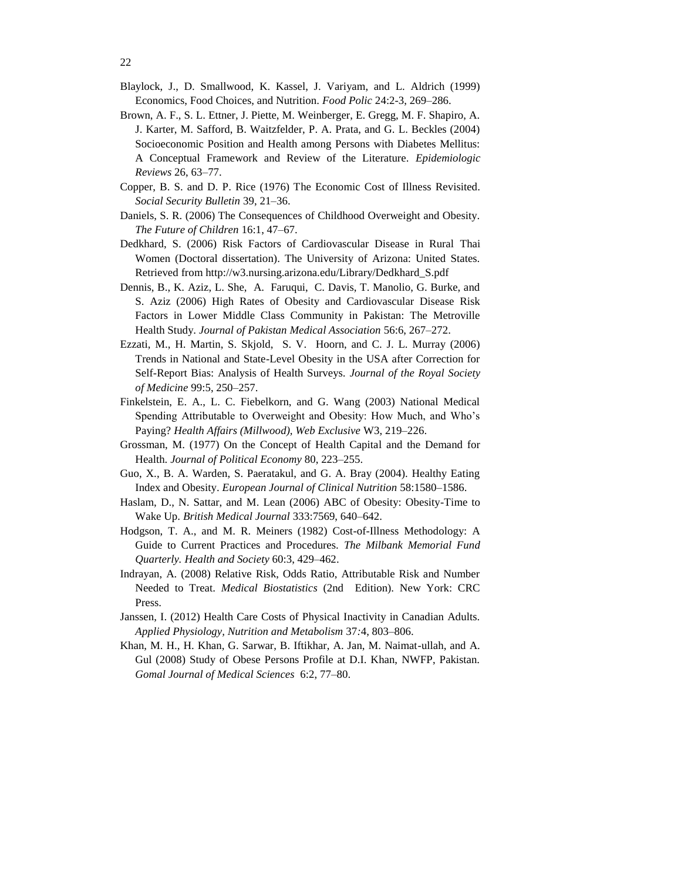Blaylock, J., D. Smallwood, K. Kassel, J. Variyam, and L. Aldrich (1999) Economics, Food Choices, and Nutrition. *Food Polic* 24:2-3, 269–286.

Brown, A. F., S. L. Ettner, J. Piette, M. Weinberger, E. Gregg, M. F. Shapiro, A. J. Karter, M. Safford, B. Waitzfelder, P. A. Prata, and G. L. Beckles (2004) Socioeconomic Position and Health among Persons with Diabetes Mellitus: A Conceptual Framework and Review of the Literature. *Epidemiologic Reviews* 26, 63–77.

Copper, B. S. and D. P. Rice (1976) The Economic Cost of Illness Revisited. *Social Security Bulletin* 39, 21–36.

Daniels, S. R. (2006) The Consequences of Childhood Overweight and Obesity. *The Future of Children* 16:1, 47–67.

Dedkhard, S. (2006) Risk Factors of Cardiovascular Disease in Rural Thai Women (Doctoral dissertation). The University of Arizona: United States. Retrieved from http://w3.nursing.arizona.edu/Library/Dedkhard_S.pdf

Dennis, B., K. Aziz, L. She, A. Faruqui, C. Davis, T. Manolio, G. Burke, and S. Aziz (2006) High Rates of Obesity and Cardiovascular Disease Risk Factors in Lower Middle Class Community in Pakistan: The Metroville Health Study. *Journal of Pakistan Medical Association* 56:6, 267–272.

Ezzati, M., H. Martin, S. Skjold, S. V. Hoorn, and C. J. L. Murray (2006) Trends in National and State-Level Obesity in the USA after Correction for Self-Report Bias: Analysis of Health Surveys. *Journal of the Royal Society of Medicine* 99:5, 250–257.

Finkelstein, E. A., L. C. Fiebelkorn, and G. Wang (2003) National Medical Spending Attributable to Overweight and Obesity: How Much, and Who's Paying? *Health Affairs (Millwood), Web Exclusive* W3, 219–226.

Grossman, M. (1977) On the Concept of Health Capital and the Demand for Health. *Journal of Political Economy* 80, 223–255.

Guo, X., B. A. Warden, S. Paeratakul, and G. A. Bray (2004). Healthy Eating Index and Obesity. *European Journal of Clinical Nutrition* 58:1580–1586.

Haslam, D., N. Sattar, and M. Lean (2006) ABC of Obesity: Obesity-Time to Wake Up. *British Medical Journal* 333:7569, 640–642.

Hodgson, T. A., and M. R. Meiners (1982) Cost-of-Illness Methodology: A Guide to Current Practices and Procedures. *The Milbank Memorial Fund Quarterly. Health and Society* 60:3, 429–462.

Indrayan, A. (2008) Relative Risk, Odds Ratio, Attributable Risk and Number Needed to Treat. *Medical Biostatistics* (2nd Edition). New York: CRC Press.

Janssen, I. (2012) Health Care Costs of Physical Inactivity in Canadian Adults. *Applied Physiology, Nutrition and Metabolism* 37:4, 803–806.

Khan, M. H., H. Khan, G. Sarwar, B. Iftikhar, A. Jan, M. Naimat-ullah, and A. Gul (2008) Study of Obese Persons Profile at D.I. Khan, NWFP, Pakistan. *Gomal Journal of Medical Sciences* 6:2, 77–80.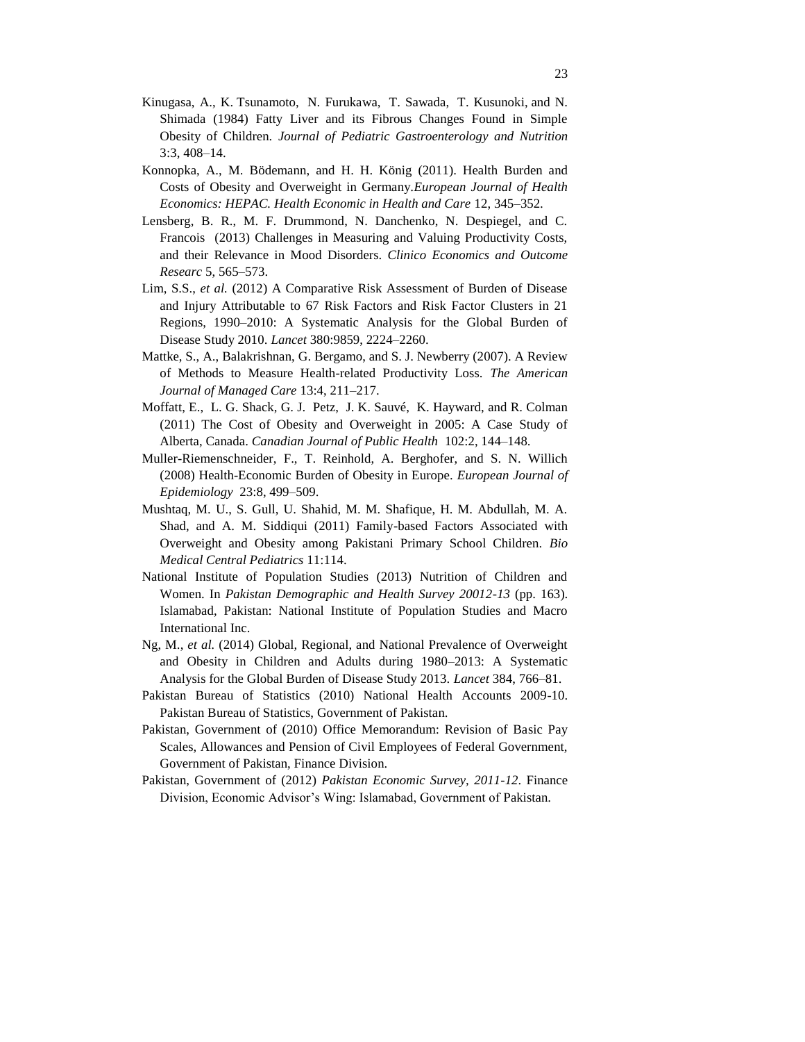Kinugasa, A., K. Tsunamoto, N. Furukawa, T. Sawada, T. Kusunoki, and N. Shimada (1984) Fatty Liver and its Fibrous Changes Found in Simple Obesity of Children. *Journal of Pediatric Gastroenterology and Nutrition* 3:3, 408–14.

Konnopka, A., M. Bödemann, and H. H. König (2011). Health Burden and Costs of Obesity and Overweight in Germany.*European Journal of Health Economics: HEPAC. Health Economic in Health and Care* 12, 345–352.

Lensberg, B. R., M. F. Drummond, N. Danchenko, N. Despiegel, and C. Francois (2013) Challenges in Measuring and Valuing Productivity Costs, and their Relevance in Mood Disorders. *Clinico Economics and Outcome Researc* 5, 565–573.

Lim, S.S., *et al.* (2012) A Comparative Risk Assessment of Burden of Disease and Injury Attributable to 67 Risk Factors and Risk Factor Clusters in 21 Regions, 1990–2010: A Systematic Analysis for the Global Burden of Disease Study 2010. *Lancet* 380:9859, 2224–2260.

Mattke, S., A., Balakrishnan, G. Bergamo, and S. J. Newberry (2007). A Review of Methods to Measure Health-related Productivity Loss. *The American Journal of Managed Care* 13:4, 211–217.

Moffatt, E., L. G. Shack, G. J. Petz, J. K. Sauvé, K. Hayward, and R. Colman (2011) The Cost of Obesity and Overweight in 2005: A Case Study of Alberta, Canada. *Canadian Journal of Public Health* 102:2, 144–148.

Muller-Riemenschneider, F., T. Reinhold, A. Berghofer, and S. N. Willich (2008) Health-Economic Burden of Obesity in Europe. *European Journal of Epidemiology* 23:8, 499–509.

Mushtaq, M. U., S. Gull, U. Shahid, M. M. Shafique, H. M. Abdullah, M. A. Shad, and A. M. Siddiqui (2011) Family-based Factors Associated with Overweight and Obesity among Pakistani Primary School Children. *Bio Medical Central Pediatrics* 11:114.

National Institute of Population Studies (2013) Nutrition of Children and Women. In *Pakistan Demographic and Health Survey 20012-13* (pp. 163). Islamabad, Pakistan: National Institute of Population Studies and Macro International Inc.

Ng, M., *et al.* (2014) Global, Regional, and National Prevalence of Overweight and Obesity in Children and Adults during 1980–2013: A Systematic Analysis for the Global Burden of Disease Study 2013. *Lancet* 384, 766–81.

Pakistan Bureau of Statistics (2010) National Health Accounts 2009-10. Pakistan Bureau of Statistics, Government of Pakistan.

Pakistan, Government of (2010) Office Memorandum: Revision of Basic Pay Scales, Allowances and Pension of Civil Employees of Federal Government, Government of Pakistan, Finance Division.

Pakistan, Government of (2012) *Pakistan Economic Survey, 2011-12*. Finance Division, Economic Advisor's Wing: Islamabad, Government of Pakistan.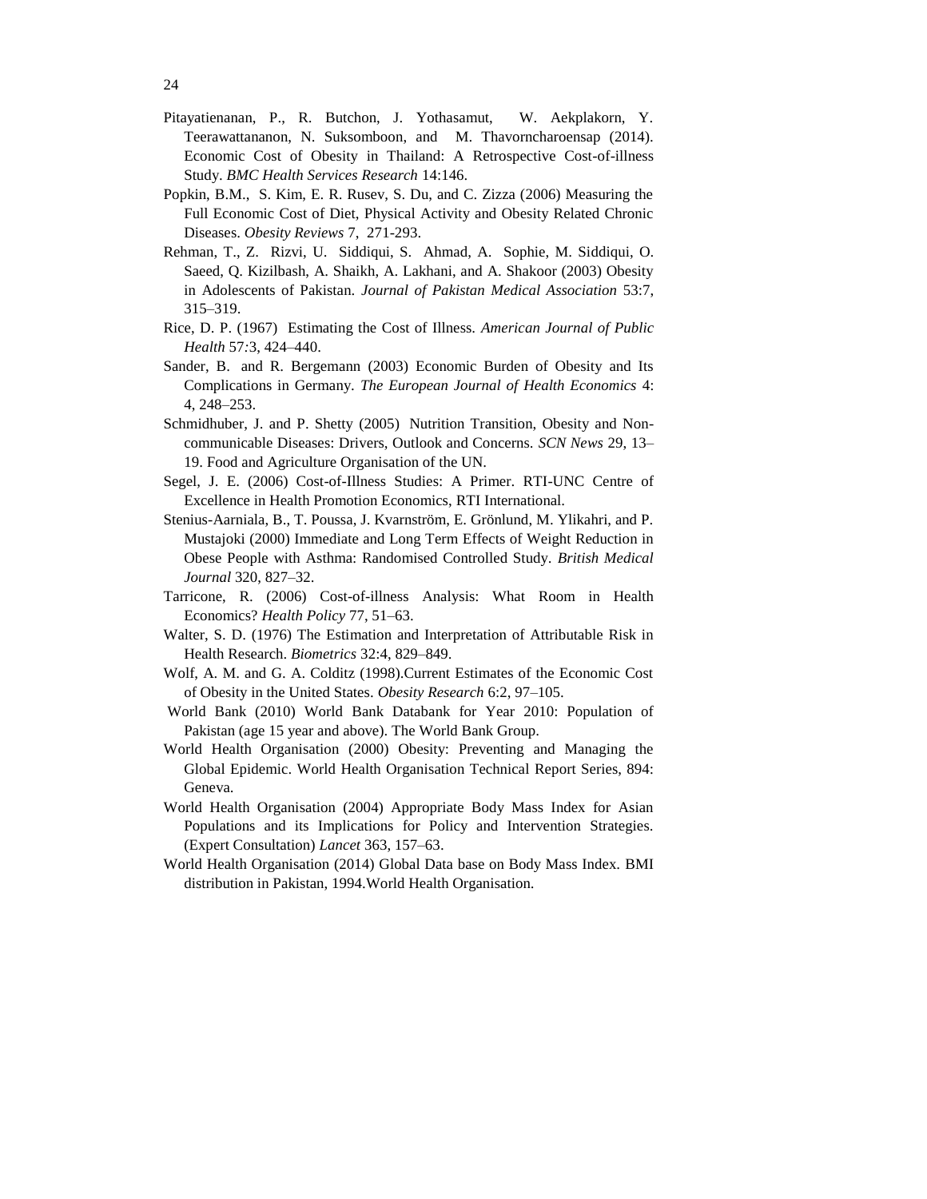Pitayatienanan, P., R. Butchon, J. Yothasamut, W. Aekplakorn, Y. Teerawattananon, N. Suksomboon, and M. Thavorncharoensap (2014). Economic Cost of Obesity in Thailand: A Retrospective Cost-of-illness Study. *BMC Health Services Research* 14:146.

Popkin, B.M., S. Kim, E. R. Rusev, S. Du, and C. Zizza (2006) Measuring the Full Economic Cost of Diet, Physical Activity and Obesity Related Chronic Diseases. *Obesity Reviews* 7, 271-293.

Rehman, T., Z. Rizvi, U. Siddiqui, S. Ahmad, A. Sophie, M. Siddiqui, O. Saeed, Q. Kizilbash, A. Shaikh, A. Lakhani, and A. Shakoor (2003) Obesity in Adolescents of Pakistan. *Journal of Pakistan Medical Association* 53:7, 315–319.

Rice, D. P. (1967) Estimating the Cost of Illness. *American Journal of Public Health* 57:3, 424–440.

Sander, B. and R. Bergemann (2003) Economic Burden of Obesity and Its Complications in Germany. *The European Journal of Health Economics* 4: 4, 248–253.

Schmidhuber, J. and P. Shetty (2005) Nutrition Transition, Obesity and Non-communicable Diseases: Drivers, Outlook and Concerns. *SCN News* 29, 13–19. Food and Agriculture Organisation of the UN.

Segel, J. E. (2006) Cost-of-Illness Studies: A Primer. RTI-UNC Centre of Excellence in Health Promotion Economics, RTI International.

Stenius-Aarniala, B., T. Poussa, J. Kvarnström, E. Grönlund, M. Ylikahri, and P. Mustajoki (2000) Immediate and Long Term Effects of Weight Reduction in Obese People with Asthma: Randomised Controlled Study. *British Medical Journal* 320, 827–32.

Tarricone, R. (2006) Cost-of-illness Analysis: What Room in Health Economics? *Health Policy* 77, 51–63.

Walter, S. D. (1976) The Estimation and Interpretation of Attributable Risk in Health Research. *Biometrics* 32:4, 829–849.

Wolf, A. M. and G. A. Colditz (1998).Current Estimates of the Economic Cost of Obesity in the United States. *Obesity Research* 6:2, 97–105.

World Bank (2010) World Bank Databank for Year 2010: Population of Pakistan (age 15 year and above). The World Bank Group.

World Health Organisation (2000) Obesity: Preventing and Managing the Global Epidemic. World Health Organisation Technical Report Series, 894: Geneva.

World Health Organisation (2004) Appropriate Body Mass Index for Asian Populations and its Implications for Policy and Intervention Strategies. (Expert Consultation) *Lancet* 363, 157–63.

World Health Organisation (2014) Global Data base on Body Mass Index. BMI distribution in Pakistan, 1994.World Health Organisation.